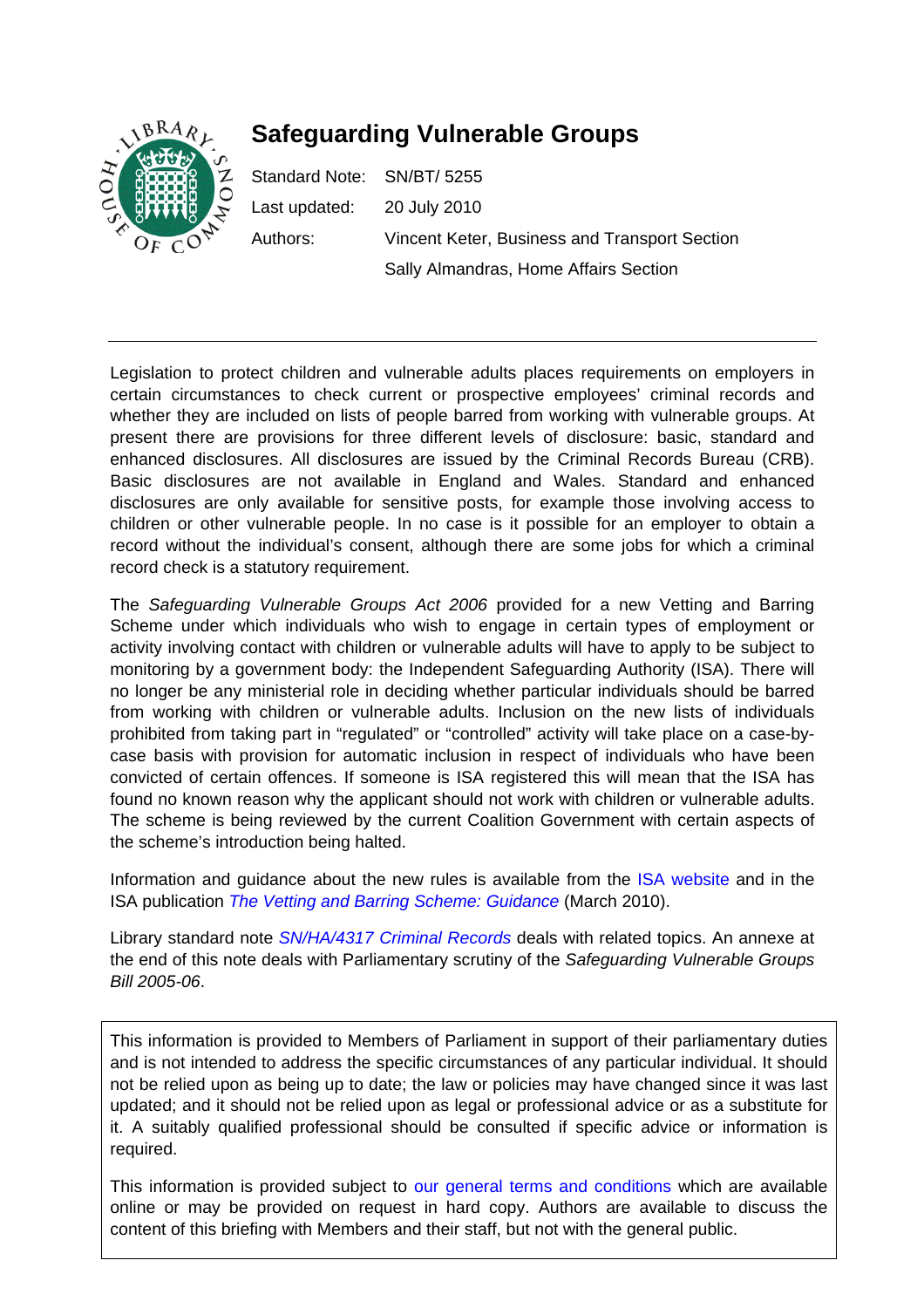# Safeguarding Vulnerable Groups

Standard Note: SN/BT/ 5255

Last updated: 20 July 2010

Authors: Vincent Keter, Business and Transport Section

Sally Almandras, Home Affairs Section

---

Legislation to protect children and vulnerable adults places requirements on employers in certain circumstances to check current or prospective employees' criminal records and whether they are included on lists of people barred from working with vulnerable groups. At present there are provisions for three different levels of disclosure: basic, standard and enhanced disclosures. All disclosures are issued by the Criminal Records Bureau (CRB). Basic disclosures are not available in England and Wales. Standard and enhanced disclosures are only available for sensitive posts, for example those involving access to children or other vulnerable people. In no case is it possible for an employer to obtain a record without the individual's consent, although there are some jobs for which a criminal record check is a statutory requirement.

The *Safeguarding Vulnerable Groups Act 2006* provided for a new Vetting and Barring Scheme under which individuals who wish to engage in certain types of employment or activity involving contact with children or vulnerable adults will have to apply to be subject to monitoring by a government body: the Independent Safeguarding Authority (ISA). There will no longer be any ministerial role in deciding whether particular individuals should be barred from working with children or vulnerable adults. Inclusion on the new lists of individuals prohibited from taking part in "regulated" or "controlled" activity will take place on a case-by-case basis with provision for automatic inclusion in respect of individuals who have been convicted of certain offences. If someone is ISA registered this will mean that the ISA has found no known reason why the applicant should not work with children or vulnerable adults. The scheme is being reviewed by the current Coalition Government with certain aspects of the scheme's introduction being halted.

Information and guidance about the new rules is available from the ISA website and in the ISA publication *The Vetting and Barring Scheme: Guidance* (March 2010).

Library standard note *SN/HA/4317 Criminal Records* deals with related topics. An annexe at the end of this note deals with Parliamentary scrutiny of the *Safeguarding Vulnerable Groups Bill 2005-06*.

This information is provided to Members of Parliament in support of their parliamentary duties and is not intended to address the specific circumstances of any particular individual. It should not be relied upon as being up to date; the law or policies may have changed since it was last updated; and it should not be relied upon as legal or professional advice or as a substitute for it. A suitably qualified professional should be consulted if specific advice or information is required.

This information is provided subject to our general terms and conditions which are available online or may be provided on request in hard copy. Authors are available to discuss the content of this briefing with Members and their staff, but not with the general public.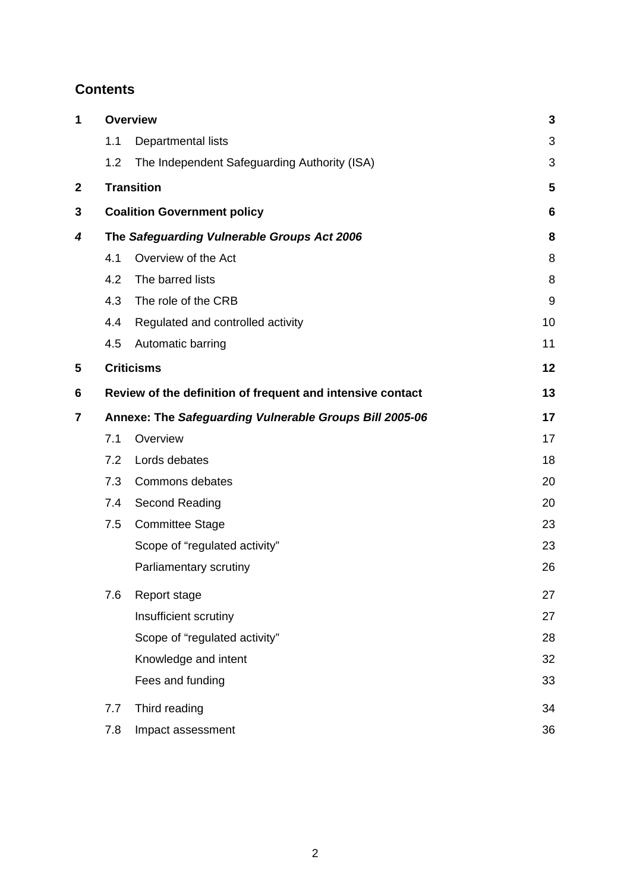## Contents

| | | | |
|---|---|---|---|
| **1** | **Overview** | | **3** |
| | 1.1 | Departmental lists | 3 |
| | 1.2 | The Independent Safeguarding Authority (ISA) | 3 |
| **2** | **Transition** | | **5** |
| **3** | **Coalition Government policy** | | **6** |
| ***4*** | **The *Safeguarding Vulnerable Groups Act 2006*** | | **8** |
| | 4.1 | Overview of the Act | 8 |
| | 4.2 | The barred lists | 8 |
| | 4.3 | The role of the CRB | 9 |
| | 4.4 | Regulated and controlled activity | 10 |
| | 4.5 | Automatic barring | 11 |
| **5** | **Criticisms** | | **12** |
| **6** | **Review of the definition of frequent and intensive contact** | | **13** |
| **7** | **Annexe: The *Safeguarding Vulnerable Groups Bill 2005-06*** | | **17** |
| | 7.1 | Overview | 17 |
| | 7.2 | Lords debates | 18 |
| | 7.3 | Commons debates | 20 |
| | 7.4 | Second Reading | 20 |
| | 7.5 | Committee Stage | 23 |
| | | Scope of "regulated activity" | 23 |
| | | Parliamentary scrutiny | 26 |
| | 7.6 | Report stage | 27 |
| | | Insufficient scrutiny | 27 |
| | | Scope of "regulated activity" | 28 |
| | | Knowledge and intent | 32 |
| | | Fees and funding | 33 |
| | 7.7 | Third reading | 34 |
| | 7.8 | Impact assessment | 36 |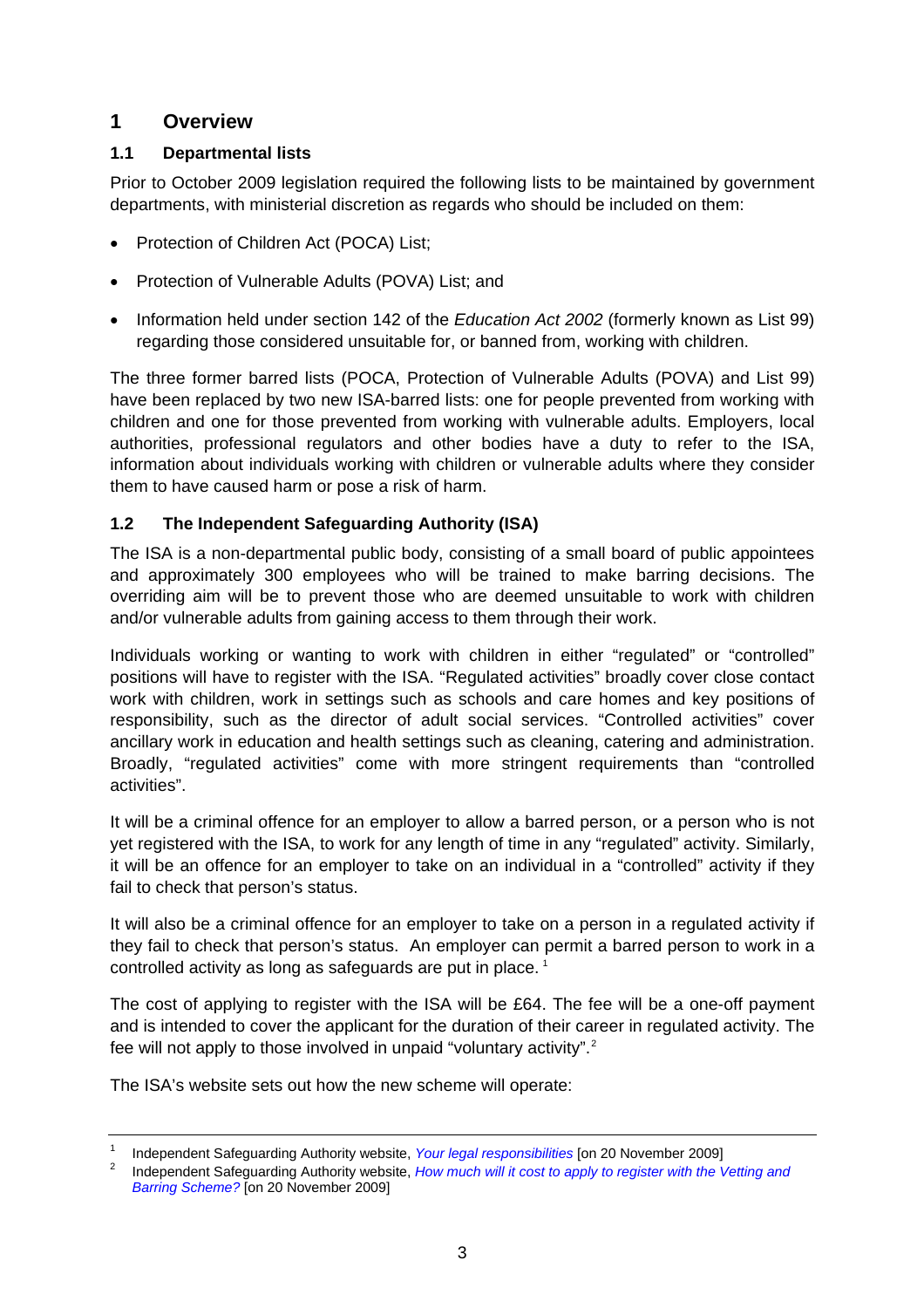# 1 Overview

## 1.1 Departmental lists

Prior to October 2009 legislation required the following lists to be maintained by government departments, with ministerial discretion as regards who should be included on them:

- Protection of Children Act (POCA) List;
- Protection of Vulnerable Adults (POVA) List; and
- Information held under section 142 of the *Education Act 2002* (formerly known as List 99) regarding those considered unsuitable for, or banned from, working with children.

The three former barred lists (POCA, Protection of Vulnerable Adults (POVA) and List 99) have been replaced by two new ISA-barred lists: one for people prevented from working with children and one for those prevented from working with vulnerable adults. Employers, local authorities, professional regulators and other bodies have a duty to refer to the ISA, information about individuals working with children or vulnerable adults where they consider them to have caused harm or pose a risk of harm.

## 1.2 The Independent Safeguarding Authority (ISA)

The ISA is a non-departmental public body, consisting of a small board of public appointees and approximately 300 employees who will be trained to make barring decisions. The overriding aim will be to prevent those who are deemed unsuitable to work with children and/or vulnerable adults from gaining access to them through their work.

Individuals working or wanting to work with children in either "regulated" or "controlled" positions will have to register with the ISA. "Regulated activities" broadly cover close contact work with children, work in settings such as schools and care homes and key positions of responsibility, such as the director of adult social services. "Controlled activities" cover ancillary work in education and health settings such as cleaning, catering and administration. Broadly, "regulated activities" come with more stringent requirements than "controlled activities".

It will be a criminal offence for an employer to allow a barred person, or a person who is not yet registered with the ISA, to work for any length of time in any "regulated" activity. Similarly, it will be an offence for an employer to take on an individual in a "controlled" activity if they fail to check that person's status.

It will also be a criminal offence for an employer to take on a person in a regulated activity if they fail to check that person's status. An employer can permit a barred person to work in a controlled activity as long as safeguards are put in place. [1]

The cost of applying to register with the ISA will be £64. The fee will be a one-off payment and is intended to cover the applicant for the duration of their career in regulated activity. The fee will not apply to those involved in unpaid "voluntary activity". [2]

The ISA's website sets out how the new scheme will operate:

---

[1] Independent Safeguarding Authority website, *Your legal responsibilities* [on 20 November 2009]

[2] Independent Safeguarding Authority website, *How much will it cost to apply to register with the Vetting and Barring Scheme?* [on 20 November 2009]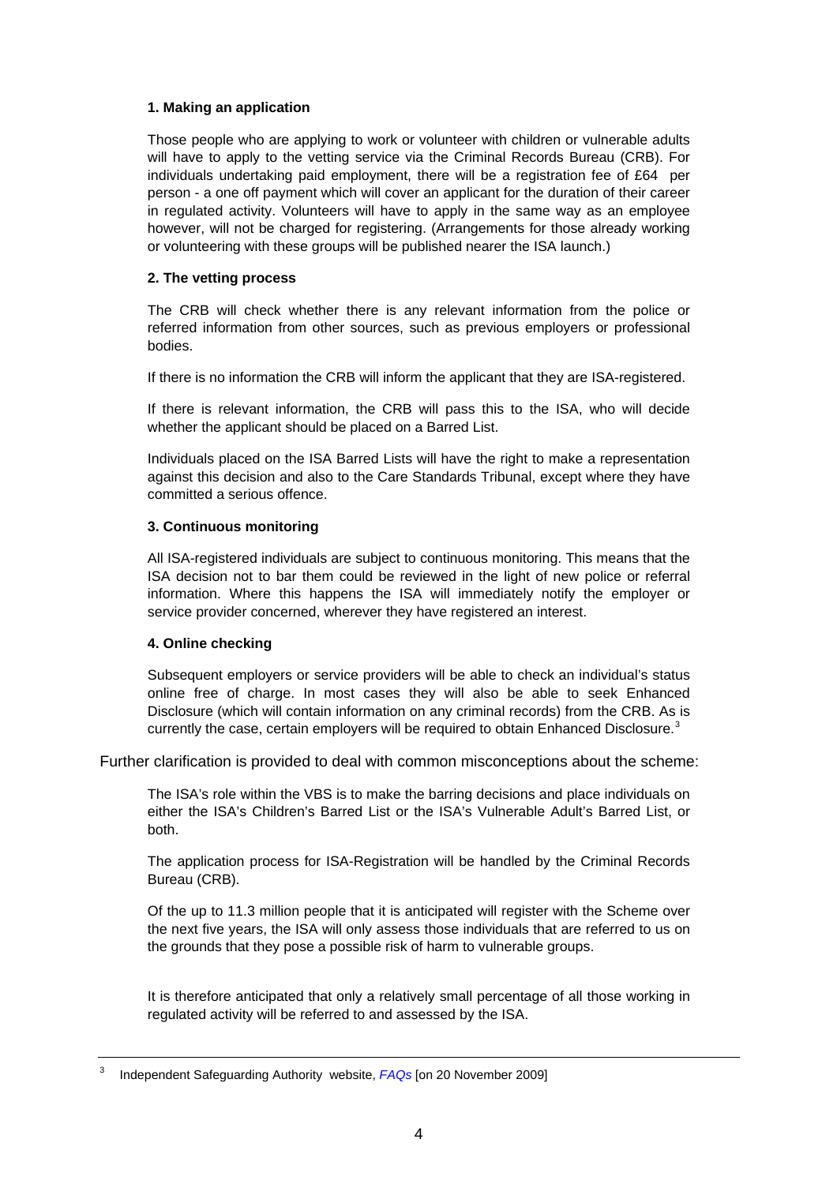**1. Making an application**

Those people who are applying to work or volunteer with children or vulnerable adults will have to apply to the vetting service via the Criminal Records Bureau (CRB). For individuals undertaking paid employment, there will be a registration fee of £64 per person - a one off payment which will cover an applicant for the duration of their career in regulated activity. Volunteers will have to apply in the same way as an employee however, will not be charged for registering. (Arrangements for those already working or volunteering with these groups will be published nearer the ISA launch.)

**2. The vetting process**

The CRB will check whether there is any relevant information from the police or referred information from other sources, such as previous employers or professional bodies.

If there is no information the CRB will inform the applicant that they are ISA-registered.

If there is relevant information, the CRB will pass this to the ISA, who will decide whether the applicant should be placed on a Barred List.

Individuals placed on the ISA Barred Lists will have the right to make a representation against this decision and also to the Care Standards Tribunal, except where they have committed a serious offence.

**3. Continuous monitoring**

All ISA-registered individuals are subject to continuous monitoring. This means that the ISA decision not to bar them could be reviewed in the light of new police or referral information. Where this happens the ISA will immediately notify the employer or service provider concerned, wherever they have registered an interest.

**4. Online checking**

Subsequent employers or service providers will be able to check an individual's status online free of charge. In most cases they will also be able to seek Enhanced Disclosure (which will contain information on any criminal records) from the CRB. As is currently the case, certain employers will be required to obtain Enhanced Disclosure.[3]

Further clarification is provided to deal with common misconceptions about the scheme:

> The ISA's role within the VBS is to make the barring decisions and place individuals on either the ISA's Children's Barred List or the ISA's Vulnerable Adult's Barred List, or both.
>
> The application process for ISA-Registration will be handled by the Criminal Records Bureau (CRB).
>
> Of the up to 11.3 million people that it is anticipated will register with the Scheme over the next five years, the ISA will only assess those individuals that are referred to us on the grounds that they pose a possible risk of harm to vulnerable groups.
>
> It is therefore anticipated that only a relatively small percentage of all those working in regulated activity will be referred to and assessed by the ISA.

---

[3] Independent Safeguarding Authority website, *FAQs* [on 20 November 2009]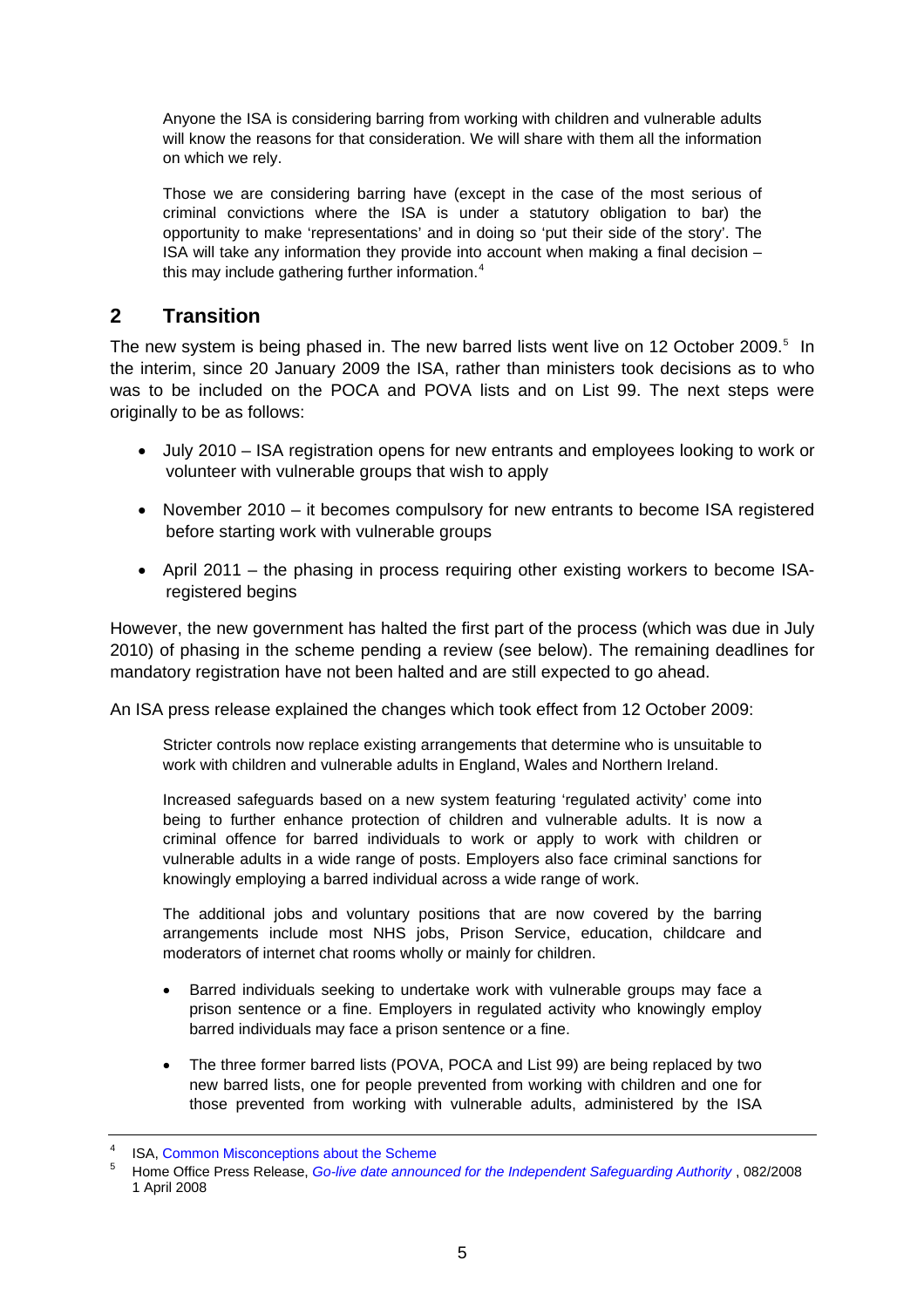Anyone the ISA is considering barring from working with children and vulnerable adults will know the reasons for that consideration. We will share with them all the information on which we rely.

Those we are considering barring have (except in the case of the most serious of criminal convictions where the ISA is under a statutory obligation to bar) the opportunity to make 'representations' and in doing so 'put their side of the story'. The ISA will take any information they provide into account when making a final decision – this may include gathering further information.[4]

## 2 Transition

The new system is being phased in. The new barred lists went live on 12 October 2009.[5] In the interim, since 20 January 2009 the ISA, rather than ministers took decisions as to who was to be included on the POCA and POVA lists and on List 99. The next steps were originally to be as follows:

- July 2010 – ISA registration opens for new entrants and employees looking to work or volunteer with vulnerable groups that wish to apply
- November 2010 – it becomes compulsory for new entrants to become ISA registered before starting work with vulnerable groups
- April 2011 – the phasing in process requiring other existing workers to become ISA-registered begins

However, the new government has halted the first part of the process (which was due in July 2010) of phasing in the scheme pending a review (see below). The remaining deadlines for mandatory registration have not been halted and are still expected to go ahead.

An ISA press release explained the changes which took effect from 12 October 2009:

> Stricter controls now replace existing arrangements that determine who is unsuitable to work with children and vulnerable adults in England, Wales and Northern Ireland.
>
> Increased safeguards based on a new system featuring 'regulated activity' come into being to further enhance protection of children and vulnerable adults. It is now a criminal offence for barred individuals to work or apply to work with children or vulnerable adults in a wide range of posts. Employers also face criminal sanctions for knowingly employing a barred individual across a wide range of work.
>
> The additional jobs and voluntary positions that are now covered by the barring arrangements include most NHS jobs, Prison Service, education, childcare and moderators of internet chat rooms wholly or mainly for children.
>
> - Barred individuals seeking to undertake work with vulnerable groups may face a prison sentence or a fine. Employers in regulated activity who knowingly employ barred individuals may face a prison sentence or a fine.
> - The three former barred lists (POVA, POCA and List 99) are being replaced by two new barred lists, one for people prevented from working with children and one for those prevented from working with vulnerable adults, administered by the ISA

---

[4] ISA, Common Misconceptions about the Scheme

[5] Home Office Press Release, *Go-live date announced for the Independent Safeguarding Authority* , 082/2008 1 April 2008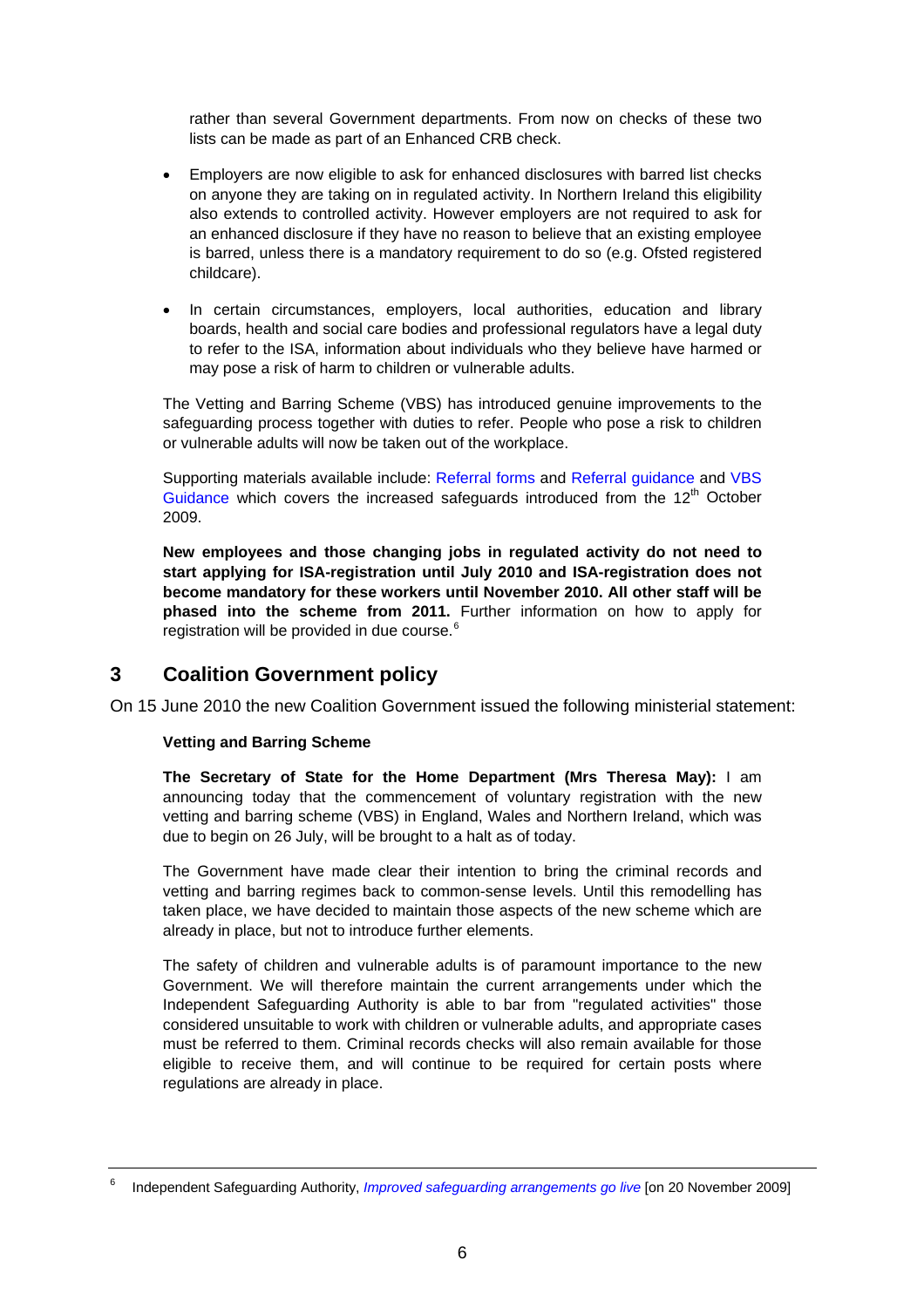rather than several Government departments. From now on checks of these two lists can be made as part of an Enhanced CRB check.

- Employers are now eligible to ask for enhanced disclosures with barred list checks on anyone they are taking on in regulated activity. In Northern Ireland this eligibility also extends to controlled activity. However employers are not required to ask for an enhanced disclosure if they have no reason to believe that an existing employee is barred, unless there is a mandatory requirement to do so (e.g. Ofsted registered childcare).
- In certain circumstances, employers, local authorities, education and library boards, health and social care bodies and professional regulators have a legal duty to refer to the ISA, information about individuals who they believe have harmed or may pose a risk of harm to children or vulnerable adults.

The Vetting and Barring Scheme (VBS) has introduced genuine improvements to the safeguarding process together with duties to refer. People who pose a risk to children or vulnerable adults will now be taken out of the workplace.

Supporting materials available include: Referral forms and Referral guidance and VBS Guidance which covers the increased safeguards introduced from the 12th October 2009.

**New employees and those changing jobs in regulated activity do not need to start applying for ISA-registration until July 2010 and ISA-registration does not become mandatory for these workers until November 2010. All other staff will be phased into the scheme from 2011.** Further information on how to apply for registration will be provided in due course.[6]

## 3 Coalition Government policy

On 15 June 2010 the new Coalition Government issued the following ministerial statement:

**Vetting and Barring Scheme**

**The Secretary of State for the Home Department (Mrs Theresa May):** I am announcing today that the commencement of voluntary registration with the new vetting and barring scheme (VBS) in England, Wales and Northern Ireland, which was due to begin on 26 July, will be brought to a halt as of today.

The Government have made clear their intention to bring the criminal records and vetting and barring regimes back to common-sense levels. Until this remodelling has taken place, we have decided to maintain those aspects of the new scheme which are already in place, but not to introduce further elements.

The safety of children and vulnerable adults is of paramount importance to the new Government. We will therefore maintain the current arrangements under which the Independent Safeguarding Authority is able to bar from "regulated activities" those considered unsuitable to work with children or vulnerable adults, and appropriate cases must be referred to them. Criminal records checks will also remain available for those eligible to receive them, and will continue to be required for certain posts where regulations are already in place.

---

[6] Independent Safeguarding Authority, *Improved safeguarding arrangements go live* [on 20 November 2009]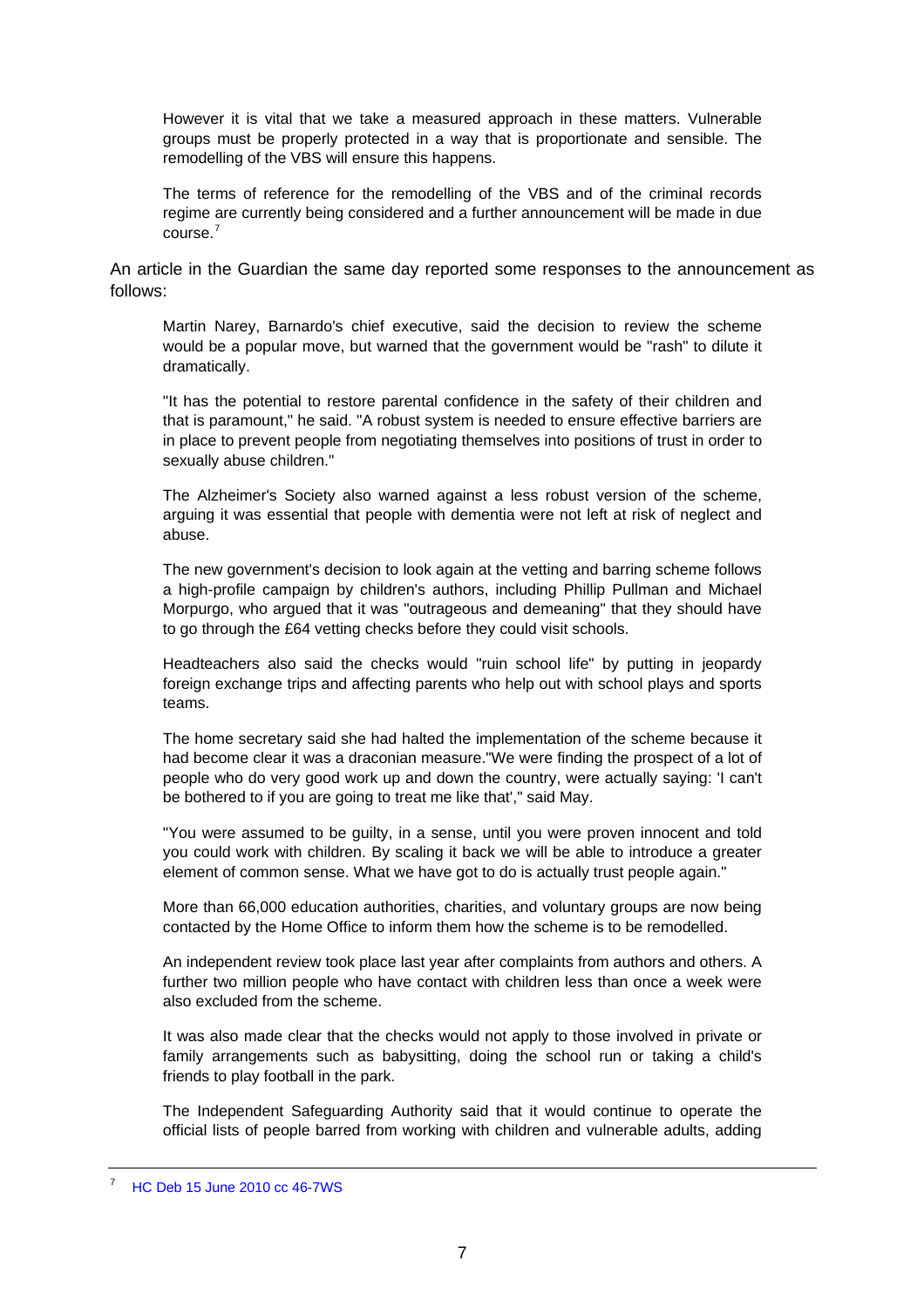> However it is vital that we take a measured approach in these matters. Vulnerable groups must be properly protected in a way that is proportionate and sensible. The remodelling of the VBS will ensure this happens.
>
> The terms of reference for the remodelling of the VBS and of the criminal records regime are currently being considered and a further announcement will be made in due course.[7]

An article in the Guardian the same day reported some responses to the announcement as follows:

> Martin Narey, Barnardo's chief executive, said the decision to review the scheme would be a popular move, but warned that the government would be "rash" to dilute it dramatically.
>
> "It has the potential to restore parental confidence in the safety of their children and that is paramount," he said. "A robust system is needed to ensure effective barriers are in place to prevent people from negotiating themselves into positions of trust in order to sexually abuse children."
>
> The Alzheimer's Society also warned against a less robust version of the scheme, arguing it was essential that people with dementia were not left at risk of neglect and abuse.
>
> The new government's decision to look again at the vetting and barring scheme follows a high-profile campaign by children's authors, including Phillip Pullman and Michael Morpurgo, who argued that it was "outrageous and demeaning" that they should have to go through the £64 vetting checks before they could visit schools.
>
> Headteachers also said the checks would "ruin school life" by putting in jeopardy foreign exchange trips and affecting parents who help out with school plays and sports teams.
>
> The home secretary said she had halted the implementation of the scheme because it had become clear it was a draconian measure."We were finding the prospect of a lot of people who do very good work up and down the country, were actually saying: 'I can't be bothered to if you are going to treat me like that'," said May.
>
> "You were assumed to be guilty, in a sense, until you were proven innocent and told you could work with children. By scaling it back we will be able to introduce a greater element of common sense. What we have got to do is actually trust people again."
>
> More than 66,000 education authorities, charities, and voluntary groups are now being contacted by the Home Office to inform them how the scheme is to be remodelled.
>
> An independent review took place last year after complaints from authors and others. A further two million people who have contact with children less than once a week were also excluded from the scheme.
>
> It was also made clear that the checks would not apply to those involved in private or family arrangements such as babysitting, doing the school run or taking a child's friends to play football in the park.
>
> The Independent Safeguarding Authority said that it would continue to operate the official lists of people barred from working with children and vulnerable adults, adding

---

[7] HC Deb 15 June 2010 cc 46-7WS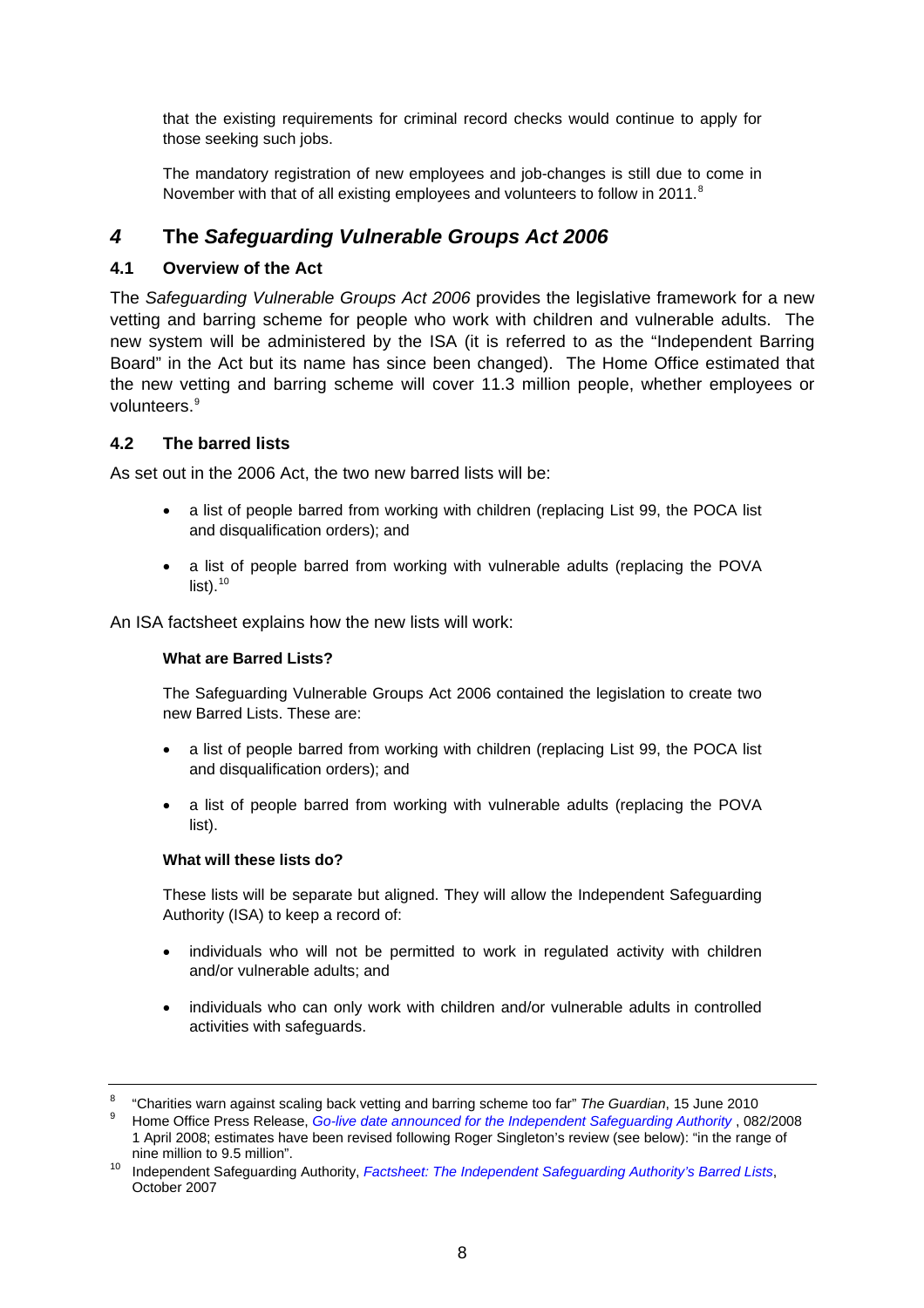that the existing requirements for criminal record checks would continue to apply for those seeking such jobs.

The mandatory registration of new employees and job-changes is still due to come in November with that of all existing employees and volunteers to follow in 2011.[8]

## *4* The *Safeguarding Vulnerable Groups Act 2006*

### 4.1 Overview of the Act

The *Safeguarding Vulnerable Groups Act 2006* provides the legislative framework for a new vetting and barring scheme for people who work with children and vulnerable adults. The new system will be administered by the ISA (it is referred to as the "Independent Barring Board" in the Act but its name has since been changed). The Home Office estimated that the new vetting and barring scheme will cover 11.3 million people, whether employees or volunteers.[9]

### 4.2 The barred lists

As set out in the 2006 Act, the two new barred lists will be:

- a list of people barred from working with children (replacing List 99, the POCA list and disqualification orders); and
- a list of people barred from working with vulnerable adults (replacing the POVA list).[10]

An ISA factsheet explains how the new lists will work:

> **What are Barred Lists?**
>
> The Safeguarding Vulnerable Groups Act 2006 contained the legislation to create two new Barred Lists. These are:
>
> - a list of people barred from working with children (replacing List 99, the POCA list and disqualification orders); and
> - a list of people barred from working with vulnerable adults (replacing the POVA list).
>
> **What will these lists do?**
>
> These lists will be separate but aligned. They will allow the Independent Safeguarding Authority (ISA) to keep a record of:
>
> - individuals who will not be permitted to work in regulated activity with children and/or vulnerable adults; and
> - individuals who can only work with children and/or vulnerable adults in controlled activities with safeguards.

---

[8] "Charities warn against scaling back vetting and barring scheme too far" *The Guardian*, 15 June 2010

[9] Home Office Press Release, *Go-live date announced for the Independent Safeguarding Authority* , 082/2008 1 April 2008; estimates have been revised following Roger Singleton's review (see below): "in the range of nine million to 9.5 million".

[10] Independent Safeguarding Authority, *Factsheet: The Independent Safeguarding Authority's Barred Lists*, October 2007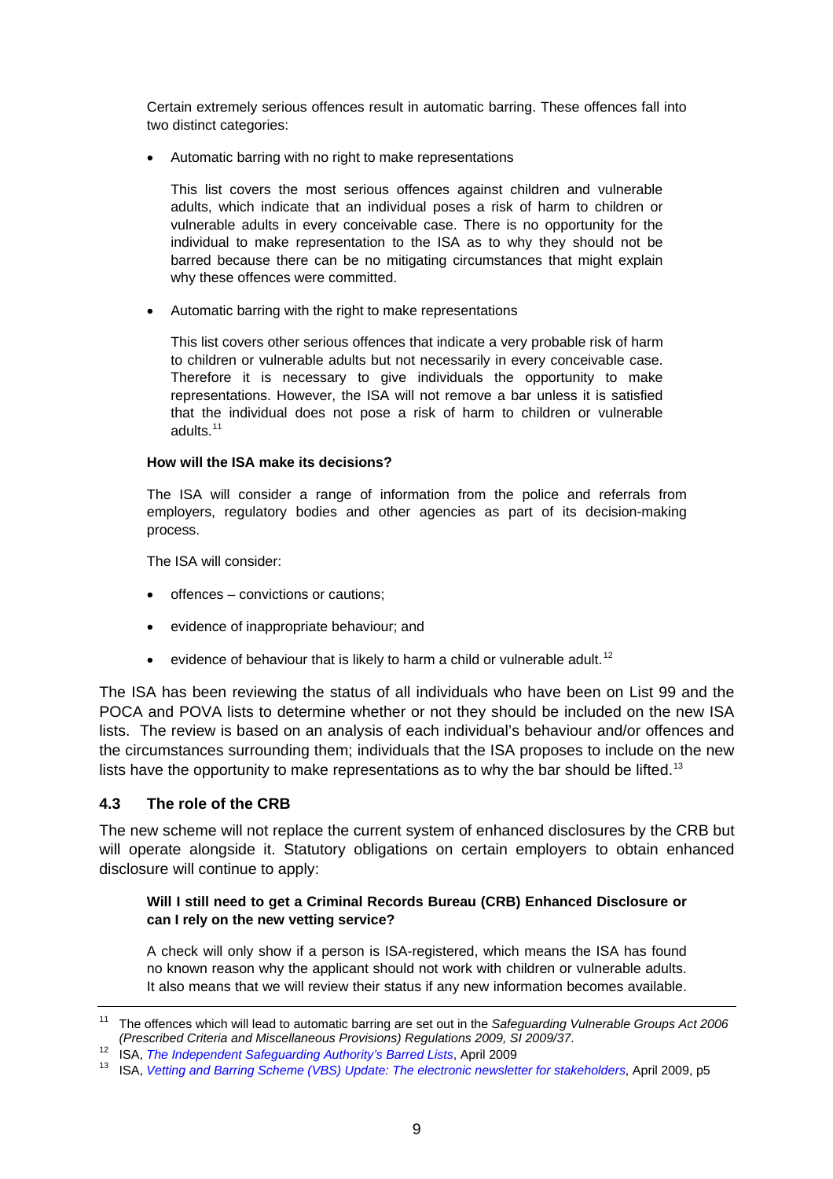Certain extremely serious offences result in automatic barring. These offences fall into two distinct categories:

- Automatic barring with no right to make representations

  This list covers the most serious offences against children and vulnerable adults, which indicate that an individual poses a risk of harm to children or vulnerable adults in every conceivable case. There is no opportunity for the individual to make representation to the ISA as to why they should not be barred because there can be no mitigating circumstances that might explain why these offences were committed.

- Automatic barring with the right to make representations

  This list covers other serious offences that indicate a very probable risk of harm to children or vulnerable adults but not necessarily in every conceivable case. Therefore it is necessary to give individuals the opportunity to make representations. However, the ISA will not remove a bar unless it is satisfied that the individual does not pose a risk of harm to children or vulnerable adults.[11]

**How will the ISA make its decisions?**

The ISA will consider a range of information from the police and referrals from employers, regulatory bodies and other agencies as part of its decision-making process.

The ISA will consider:

- offences – convictions or cautions;
- evidence of inappropriate behaviour; and
- evidence of behaviour that is likely to harm a child or vulnerable adult.[12]

The ISA has been reviewing the status of all individuals who have been on List 99 and the POCA and POVA lists to determine whether or not they should be included on the new ISA lists. The review is based on an analysis of each individual's behaviour and/or offences and the circumstances surrounding them; individuals that the ISA proposes to include on the new lists have the opportunity to make representations as to why the bar should be lifted.[13]

### 4.3 The role of the CRB

The new scheme will not replace the current system of enhanced disclosures by the CRB but will operate alongside it. Statutory obligations on certain employers to obtain enhanced disclosure will continue to apply:

**Will I still need to get a Criminal Records Bureau (CRB) Enhanced Disclosure or can I rely on the new vetting service?**

A check will only show if a person is ISA-registered, which means the ISA has found no known reason why the applicant should not work with children or vulnerable adults. It also means that we will review their status if any new information becomes available.

---

[11] The offences which will lead to automatic barring are set out in the *Safeguarding Vulnerable Groups Act 2006 (Prescribed Criteria and Miscellaneous Provisions) Regulations 2009, SI 2009/37*.

[12] ISA, *The Independent Safeguarding Authority's Barred Lists*, April 2009

[13] ISA, *Vetting and Barring Scheme (VBS) Update: The electronic newsletter for stakeholders*, April 2009, p5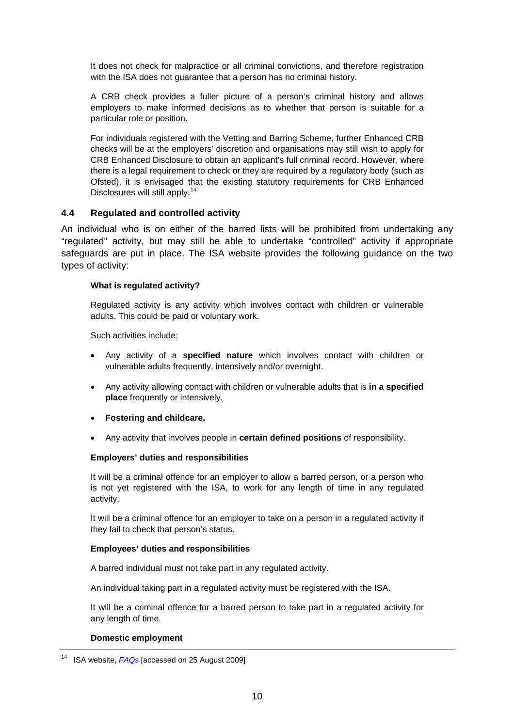It does not check for malpractice or all criminal convictions, and therefore registration with the ISA does not guarantee that a person has no criminal history.

A CRB check provides a fuller picture of a person's criminal history and allows employers to make informed decisions as to whether that person is suitable for a particular role or position.

For individuals registered with the Vetting and Barring Scheme, further Enhanced CRB checks will be at the employers' discretion and organisations may still wish to apply for CRB Enhanced Disclosure to obtain an applicant's full criminal record. However, where there is a legal requirement to check or they are required by a regulatory body (such as Ofsted), it is envisaged that the existing statutory requirements for CRB Enhanced Disclosures will still apply.[14]

## 4.4 Regulated and controlled activity

An individual who is on either of the barred lists will be prohibited from undertaking any "regulated" activity, but may still be able to undertake "controlled" activity if appropriate safeguards are put in place. The ISA website provides the following guidance on the two types of activity:

**What is regulated activity?**

Regulated activity is any activity which involves contact with children or vulnerable adults. This could be paid or voluntary work.

Such activities include:

- Any activity of a **specified nature** which involves contact with children or vulnerable adults frequently, intensively and/or overnight.
- Any activity allowing contact with children or vulnerable adults that is **in a specified place** frequently or intensively.
- **Fostering and childcare.**
- Any activity that involves people in **certain defined positions** of responsibility.

**Employers' duties and responsibilities**

It will be a criminal offence for an employer to allow a barred person, or a person who is not yet registered with the ISA, to work for any length of time in any regulated activity.

It will be a criminal offence for an employer to take on a person in a regulated activity if they fail to check that person's status.

**Employees' duties and responsibilities**

A barred individual must not take part in any regulated activity.

An individual taking part in a regulated activity must be registered with the ISA.

It will be a criminal offence for a barred person to take part in a regulated activity for any length of time.

**Domestic employment**

---

[14] ISA website, *FAQs* [accessed on 25 August 2009]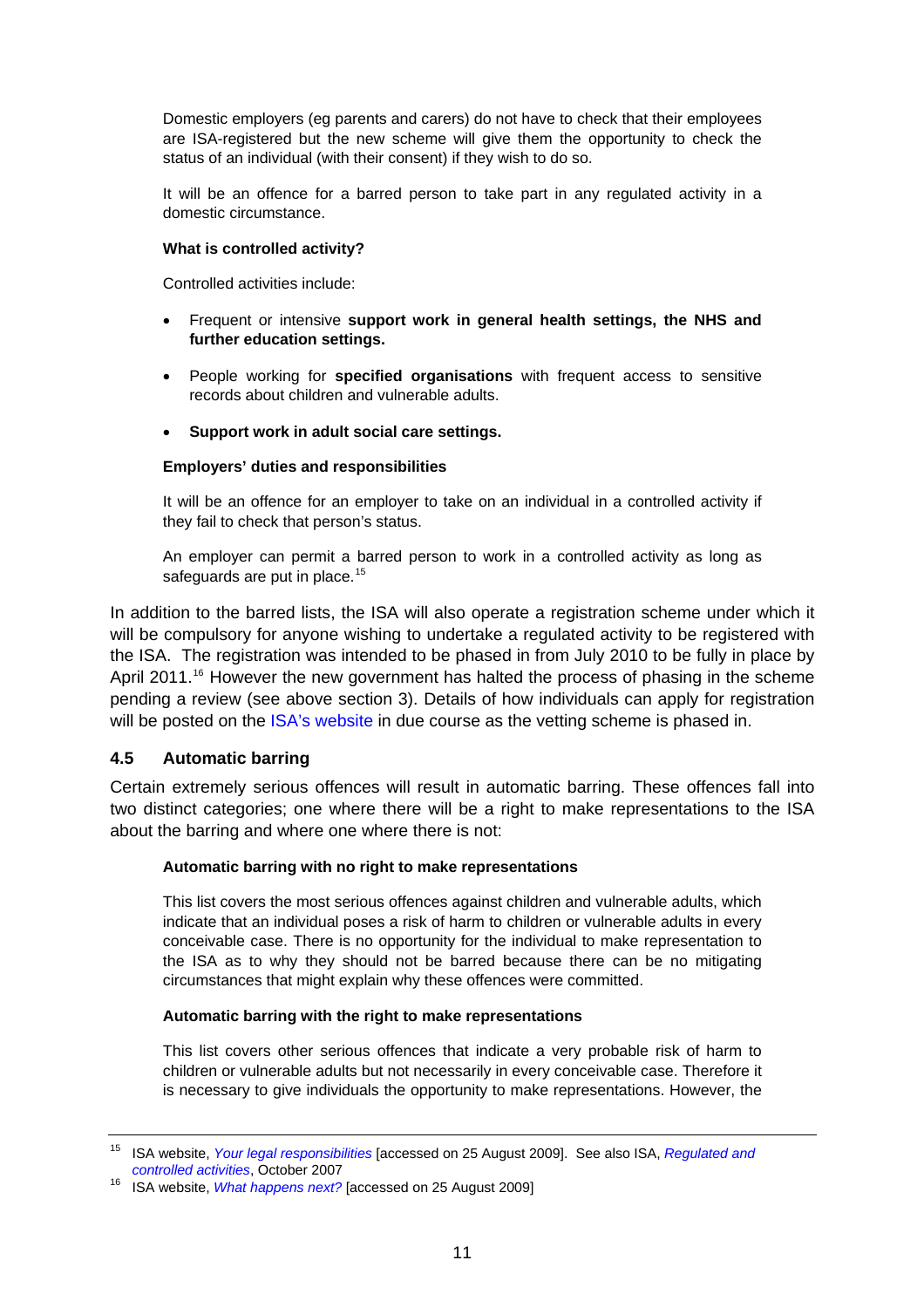Domestic employers (eg parents and carers) do not have to check that their employees are ISA-registered but the new scheme will give them the opportunity to check the status of an individual (with their consent) if they wish to do so.

It will be an offence for a barred person to take part in any regulated activity in a domestic circumstance.

**What is controlled activity?**

Controlled activities include:

- Frequent or intensive **support work in general health settings, the NHS and further education settings.**
- People working for **specified organisations** with frequent access to sensitive records about children and vulnerable adults.
- **Support work in adult social care settings.**

**Employers' duties and responsibilities**

It will be an offence for an employer to take on an individual in a controlled activity if they fail to check that person's status.

An employer can permit a barred person to work in a controlled activity as long as safeguards are put in place.[15]

In addition to the barred lists, the ISA will also operate a registration scheme under which it will be compulsory for anyone wishing to undertake a regulated activity to be registered with the ISA. The registration was intended to be phased in from July 2010 to be fully in place by April 2011.[16] However the new government has halted the process of phasing in the scheme pending a review (see above section 3). Details of how individuals can apply for registration will be posted on the ISA's website in due course as the vetting scheme is phased in.

## 4.5 Automatic barring

Certain extremely serious offences will result in automatic barring. These offences fall into two distinct categories; one where there will be a right to make representations to the ISA about the barring and where one where there is not:

**Automatic barring with no right to make representations**

This list covers the most serious offences against children and vulnerable adults, which indicate that an individual poses a risk of harm to children or vulnerable adults in every conceivable case. There is no opportunity for the individual to make representation to the ISA as to why they should not be barred because there can be no mitigating circumstances that might explain why these offences were committed.

**Automatic barring with the right to make representations**

This list covers other serious offences that indicate a very probable risk of harm to children or vulnerable adults but not necessarily in every conceivable case. Therefore it is necessary to give individuals the opportunity to make representations. However, the

---

[15] ISA website, *Your legal responsibilities* [accessed on 25 August 2009]. See also ISA, *Regulated and controlled activities*, October 2007

[16] ISA website, *What happens next?* [accessed on 25 August 2009]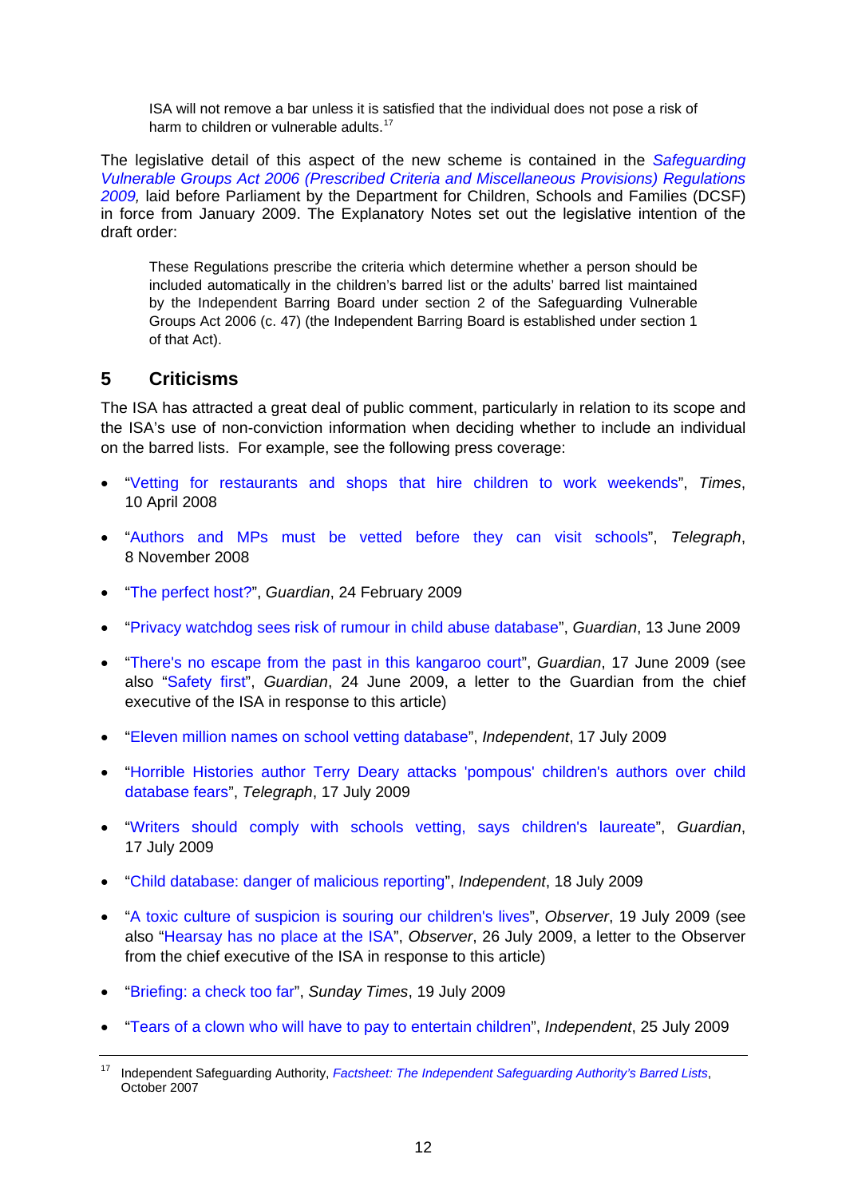> ISA will not remove a bar unless it is satisfied that the individual does not pose a risk of harm to children or vulnerable adults.[17]

The legislative detail of this aspect of the new scheme is contained in the *Safeguarding Vulnerable Groups Act 2006 (Prescribed Criteria and Miscellaneous Provisions) Regulations 2009,* laid before Parliament by the Department for Children, Schools and Families (DCSF) in force from January 2009. The Explanatory Notes set out the legislative intention of the draft order:

> These Regulations prescribe the criteria which determine whether a person should be included automatically in the children's barred list or the adults' barred list maintained by the Independent Barring Board under section 2 of the Safeguarding Vulnerable Groups Act 2006 (c. 47) (the Independent Barring Board is established under section 1 of that Act).

## 5 Criticisms

The ISA has attracted a great deal of public comment, particularly in relation to its scope and the ISA's use of non-conviction information when deciding whether to include an individual on the barred lists. For example, see the following press coverage:

- "Vetting for restaurants and shops that hire children to work weekends", *Times*, 10 April 2008
- "Authors and MPs must be vetted before they can visit schools", *Telegraph*, 8 November 2008
- "The perfect host?", *Guardian*, 24 February 2009
- "Privacy watchdog sees risk of rumour in child abuse database", *Guardian*, 13 June 2009
- "There's no escape from the past in this kangaroo court", *Guardian*, 17 June 2009 (see also "Safety first", *Guardian*, 24 June 2009, a letter to the Guardian from the chief executive of the ISA in response to this article)
- "Eleven million names on school vetting database", *Independent*, 17 July 2009
- "Horrible Histories author Terry Deary attacks 'pompous' children's authors over child database fears", *Telegraph*, 17 July 2009
- "Writers should comply with schools vetting, says children's laureate", *Guardian*, 17 July 2009
- "Child database: danger of malicious reporting", *Independent*, 18 July 2009
- "A toxic culture of suspicion is souring our children's lives", *Observer*, 19 July 2009 (see also "Hearsay has no place at the ISA", *Observer*, 26 July 2009, a letter to the Observer from the chief executive of the ISA in response to this article)
- "Briefing: a check too far", *Sunday Times*, 19 July 2009
- "Tears of a clown who will have to pay to entertain children", *Independent*, 25 July 2009

---

[17] Independent Safeguarding Authority, *Factsheet: The Independent Safeguarding Authority's Barred Lists*, October 2007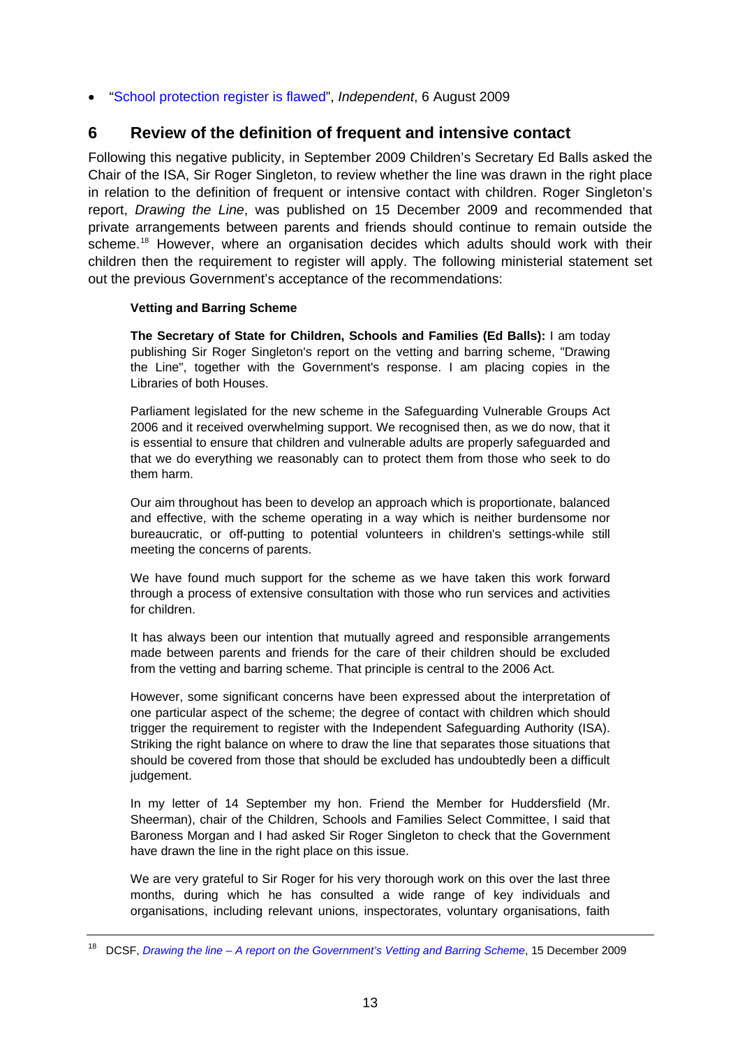- "School protection register is flawed", *Independent*, 6 August 2009

## 6 Review of the definition of frequent and intensive contact

Following this negative publicity, in September 2009 Children's Secretary Ed Balls asked the Chair of the ISA, Sir Roger Singleton, to review whether the line was drawn in the right place in relation to the definition of frequent or intensive contact with children. Roger Singleton's report, *Drawing the Line*, was published on 15 December 2009 and recommended that private arrangements between parents and friends should continue to remain outside the scheme.[18] However, where an organisation decides which adults should work with their children then the requirement to register will apply. The following ministerial statement set out the previous Government's acceptance of the recommendations:

> **Vetting and Barring Scheme**
>
> **The Secretary of State for Children, Schools and Families (Ed Balls):** I am today publishing Sir Roger Singleton's report on the vetting and barring scheme, "Drawing the Line", together with the Government's response. I am placing copies in the Libraries of both Houses.
>
> Parliament legislated for the new scheme in the Safeguarding Vulnerable Groups Act 2006 and it received overwhelming support. We recognised then, as we do now, that it is essential to ensure that children and vulnerable adults are properly safeguarded and that we do everything we reasonably can to protect them from those who seek to do them harm.
>
> Our aim throughout has been to develop an approach which is proportionate, balanced and effective, with the scheme operating in a way which is neither burdensome nor bureaucratic, or off-putting to potential volunteers in children's settings-while still meeting the concerns of parents.
>
> We have found much support for the scheme as we have taken this work forward through a process of extensive consultation with those who run services and activities for children.
>
> It has always been our intention that mutually agreed and responsible arrangements made between parents and friends for the care of their children should be excluded from the vetting and barring scheme. That principle is central to the 2006 Act.
>
> However, some significant concerns have been expressed about the interpretation of one particular aspect of the scheme; the degree of contact with children which should trigger the requirement to register with the Independent Safeguarding Authority (ISA). Striking the right balance on where to draw the line that separates those situations that should be covered from those that should be excluded has undoubtedly been a difficult judgement.
>
> In my letter of 14 September my hon. Friend the Member for Huddersfield (Mr. Sheerman), chair of the Children, Schools and Families Select Committee, I said that Baroness Morgan and I had asked Sir Roger Singleton to check that the Government have drawn the line in the right place on this issue.
>
> We are very grateful to Sir Roger for his very thorough work on this over the last three months, during which he has consulted a wide range of key individuals and organisations, including relevant unions, inspectorates, voluntary organisations, faith

---

[18] DCSF, *Drawing the line – A report on the Government's Vetting and Barring Scheme*, 15 December 2009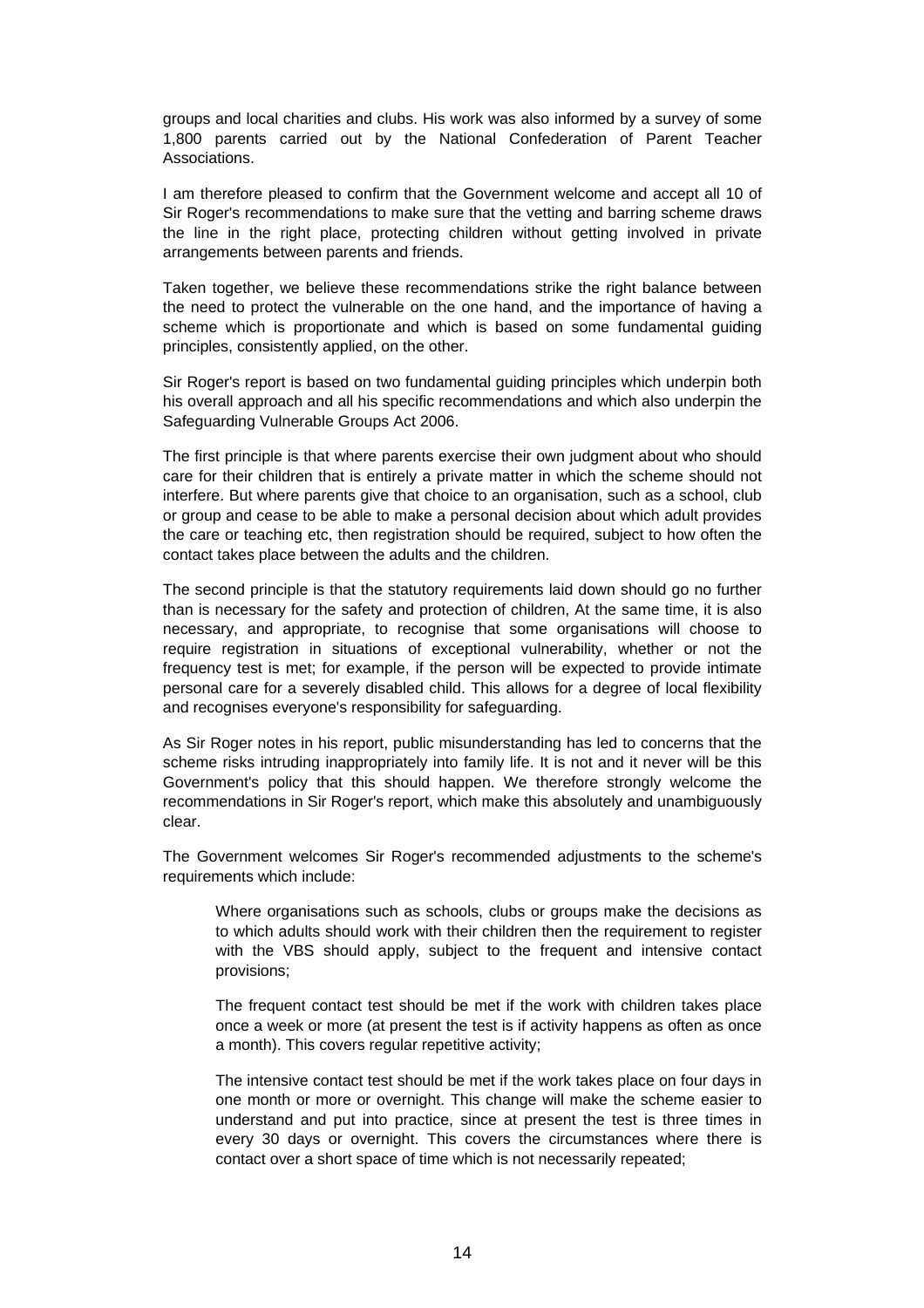groups and local charities and clubs. His work was also informed by a survey of some 1,800 parents carried out by the National Confederation of Parent Teacher Associations.

I am therefore pleased to confirm that the Government welcome and accept all 10 of Sir Roger's recommendations to make sure that the vetting and barring scheme draws the line in the right place, protecting children without getting involved in private arrangements between parents and friends.

Taken together, we believe these recommendations strike the right balance between the need to protect the vulnerable on the one hand, and the importance of having a scheme which is proportionate and which is based on some fundamental guiding principles, consistently applied, on the other.

Sir Roger's report is based on two fundamental guiding principles which underpin both his overall approach and all his specific recommendations and which also underpin the Safeguarding Vulnerable Groups Act 2006.

The first principle is that where parents exercise their own judgment about who should care for their children that is entirely a private matter in which the scheme should not interfere. But where parents give that choice to an organisation, such as a school, club or group and cease to be able to make a personal decision about which adult provides the care or teaching etc, then registration should be required, subject to how often the contact takes place between the adults and the children.

The second principle is that the statutory requirements laid down should go no further than is necessary for the safety and protection of children, At the same time, it is also necessary, and appropriate, to recognise that some organisations will choose to require registration in situations of exceptional vulnerability, whether or not the frequency test is met; for example, if the person will be expected to provide intimate personal care for a severely disabled child. This allows for a degree of local flexibility and recognises everyone's responsibility for safeguarding.

As Sir Roger notes in his report, public misunderstanding has led to concerns that the scheme risks intruding inappropriately into family life. It is not and it never will be this Government's policy that this should happen. We therefore strongly welcome the recommendations in Sir Roger's report, which make this absolutely and unambiguously clear.

The Government welcomes Sir Roger's recommended adjustments to the scheme's requirements which include:

> Where organisations such as schools, clubs or groups make the decisions as to which adults should work with their children then the requirement to register with the VBS should apply, subject to the frequent and intensive contact provisions;
>
> The frequent contact test should be met if the work with children takes place once a week or more (at present the test is if activity happens as often as once a month). This covers regular repetitive activity;
>
> The intensive contact test should be met if the work takes place on four days in one month or more or overnight. This change will make the scheme easier to understand and put into practice, since at present the test is three times in every 30 days or overnight. This covers the circumstances where there is contact over a short space of time which is not necessarily repeated;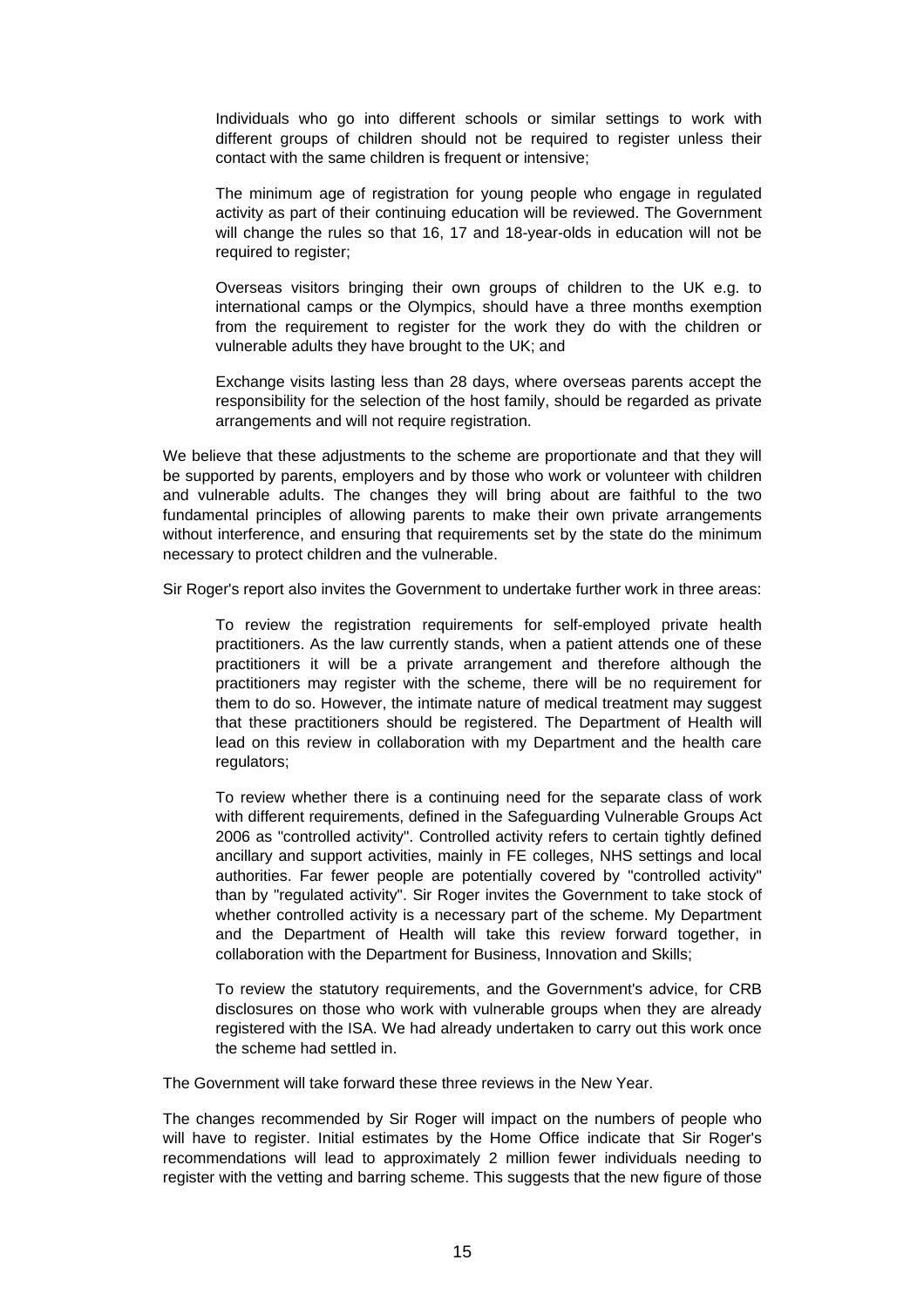Individuals who go into different schools or similar settings to work with different groups of children should not be required to register unless their contact with the same children is frequent or intensive;

The minimum age of registration for young people who engage in regulated activity as part of their continuing education will be reviewed. The Government will change the rules so that 16, 17 and 18-year-olds in education will not be required to register;

Overseas visitors bringing their own groups of children to the UK e.g. to international camps or the Olympics, should have a three months exemption from the requirement to register for the work they do with the children or vulnerable adults they have brought to the UK; and

Exchange visits lasting less than 28 days, where overseas parents accept the responsibility for the selection of the host family, should be regarded as private arrangements and will not require registration.

We believe that these adjustments to the scheme are proportionate and that they will be supported by parents, employers and by those who work or volunteer with children and vulnerable adults. The changes they will bring about are faithful to the two fundamental principles of allowing parents to make their own private arrangements without interference, and ensuring that requirements set by the state do the minimum necessary to protect children and the vulnerable.

Sir Roger's report also invites the Government to undertake further work in three areas:

To review the registration requirements for self-employed private health practitioners. As the law currently stands, when a patient attends one of these practitioners it will be a private arrangement and therefore although the practitioners may register with the scheme, there will be no requirement for them to do so. However, the intimate nature of medical treatment may suggest that these practitioners should be registered. The Department of Health will lead on this review in collaboration with my Department and the health care regulators;

To review whether there is a continuing need for the separate class of work with different requirements, defined in the Safeguarding Vulnerable Groups Act 2006 as "controlled activity". Controlled activity refers to certain tightly defined ancillary and support activities, mainly in FE colleges, NHS settings and local authorities. Far fewer people are potentially covered by "controlled activity" than by "regulated activity". Sir Roger invites the Government to take stock of whether controlled activity is a necessary part of the scheme. My Department and the Department of Health will take this review forward together, in collaboration with the Department for Business, Innovation and Skills;

To review the statutory requirements, and the Government's advice, for CRB disclosures on those who work with vulnerable groups when they are already registered with the ISA. We had already undertaken to carry out this work once the scheme had settled in.

The Government will take forward these three reviews in the New Year.

The changes recommended by Sir Roger will impact on the numbers of people who will have to register. Initial estimates by the Home Office indicate that Sir Roger's recommendations will lead to approximately 2 million fewer individuals needing to register with the vetting and barring scheme. This suggests that the new figure of those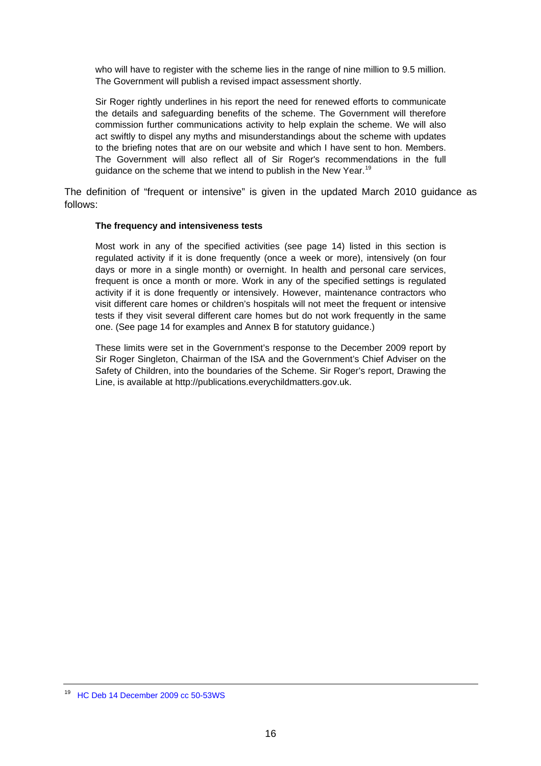> who will have to register with the scheme lies in the range of nine million to 9.5 million. The Government will publish a revised impact assessment shortly.
>
> Sir Roger rightly underlines in his report the need for renewed efforts to communicate the details and safeguarding benefits of the scheme. The Government will therefore commission further communications activity to help explain the scheme. We will also act swiftly to dispel any myths and misunderstandings about the scheme with updates to the briefing notes that are on our website and which I have sent to hon. Members. The Government will also reflect all of Sir Roger's recommendations in the full guidance on the scheme that we intend to publish in the New Year.[19]

The definition of "frequent or intensive" is given in the updated March 2010 guidance as follows:

> **The frequency and intensiveness tests**
>
> Most work in any of the specified activities (see page 14) listed in this section is regulated activity if it is done frequently (once a week or more), intensively (on four days or more in a single month) or overnight. In health and personal care services, frequent is once a month or more. Work in any of the specified settings is regulated activity if it is done frequently or intensively. However, maintenance contractors who visit different care homes or children's hospitals will not meet the frequent or intensive tests if they visit several different care homes but do not work frequently in the same one. (See page 14 for examples and Annex B for statutory guidance.)
>
> These limits were set in the Government's response to the December 2009 report by Sir Roger Singleton, Chairman of the ISA and the Government's Chief Adviser on the Safety of Children, into the boundaries of the Scheme. Sir Roger's report, Drawing the Line, is available at http://publications.everychildmatters.gov.uk.

---

[19] HC Deb 14 December 2009 cc 50-53WS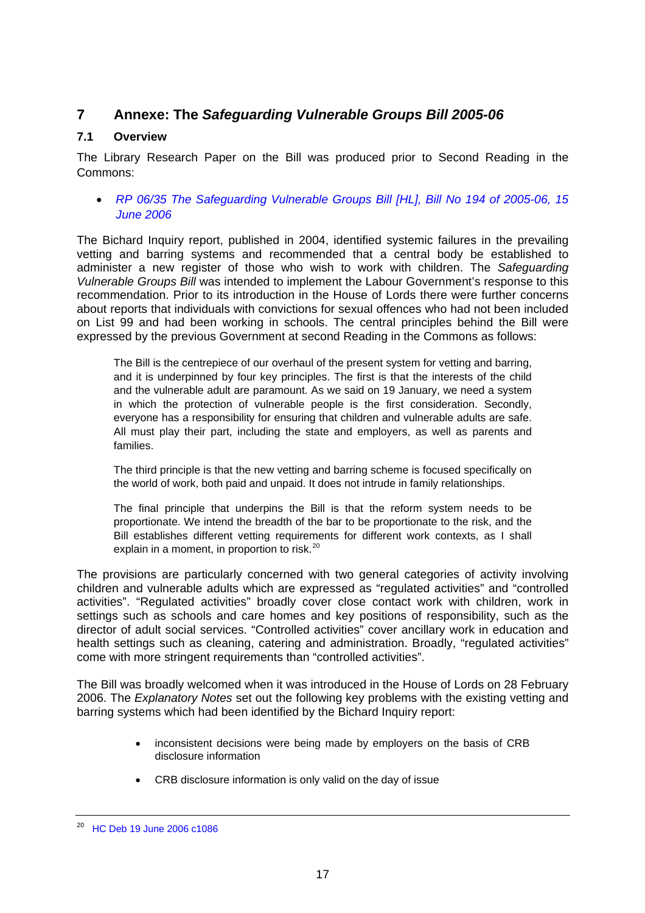# 7 Annexe: The *Safeguarding Vulnerable Groups Bill 2005-06*

## 7.1 Overview

The Library Research Paper on the Bill was produced prior to Second Reading in the Commons:

- *RP 06/35 The Safeguarding Vulnerable Groups Bill [HL], Bill No 194 of 2005-06, 15 June 2006*

The Bichard Inquiry report, published in 2004, identified systemic failures in the prevailing vetting and barring systems and recommended that a central body be established to administer a new register of those who wish to work with children. The *Safeguarding Vulnerable Groups Bill* was intended to implement the Labour Government's response to this recommendation. Prior to its introduction in the House of Lords there were further concerns about reports that individuals with convictions for sexual offences who had not been included on List 99 and had been working in schools. The central principles behind the Bill were expressed by the previous Government at second Reading in the Commons as follows:

> The Bill is the centrepiece of our overhaul of the present system for vetting and barring, and it is underpinned by four key principles. The first is that the interests of the child and the vulnerable adult are paramount. As we said on 19 January, we need a system in which the protection of vulnerable people is the first consideration. Secondly, everyone has a responsibility for ensuring that children and vulnerable adults are safe. All must play their part, including the state and employers, as well as parents and families.
>
> The third principle is that the new vetting and barring scheme is focused specifically on the world of work, both paid and unpaid. It does not intrude in family relationships.
>
> The final principle that underpins the Bill is that the reform system needs to be proportionate. We intend the breadth of the bar to be proportionate to the risk, and the Bill establishes different vetting requirements for different work contexts, as I shall explain in a moment, in proportion to risk.[20]

The provisions are particularly concerned with two general categories of activity involving children and vulnerable adults which are expressed as "regulated activities" and "controlled activities". "Regulated activities" broadly cover close contact work with children, work in settings such as schools and care homes and key positions of responsibility, such as the director of adult social services. "Controlled activities" cover ancillary work in education and health settings such as cleaning, catering and administration. Broadly, "regulated activities" come with more stringent requirements than "controlled activities".

The Bill was broadly welcomed when it was introduced in the House of Lords on 28 February 2006. The *Explanatory Notes* set out the following key problems with the existing vetting and barring systems which had been identified by the Bichard Inquiry report:

- inconsistent decisions were being made by employers on the basis of CRB disclosure information
- CRB disclosure information is only valid on the day of issue

[20] HC Deb 19 June 2006 c1086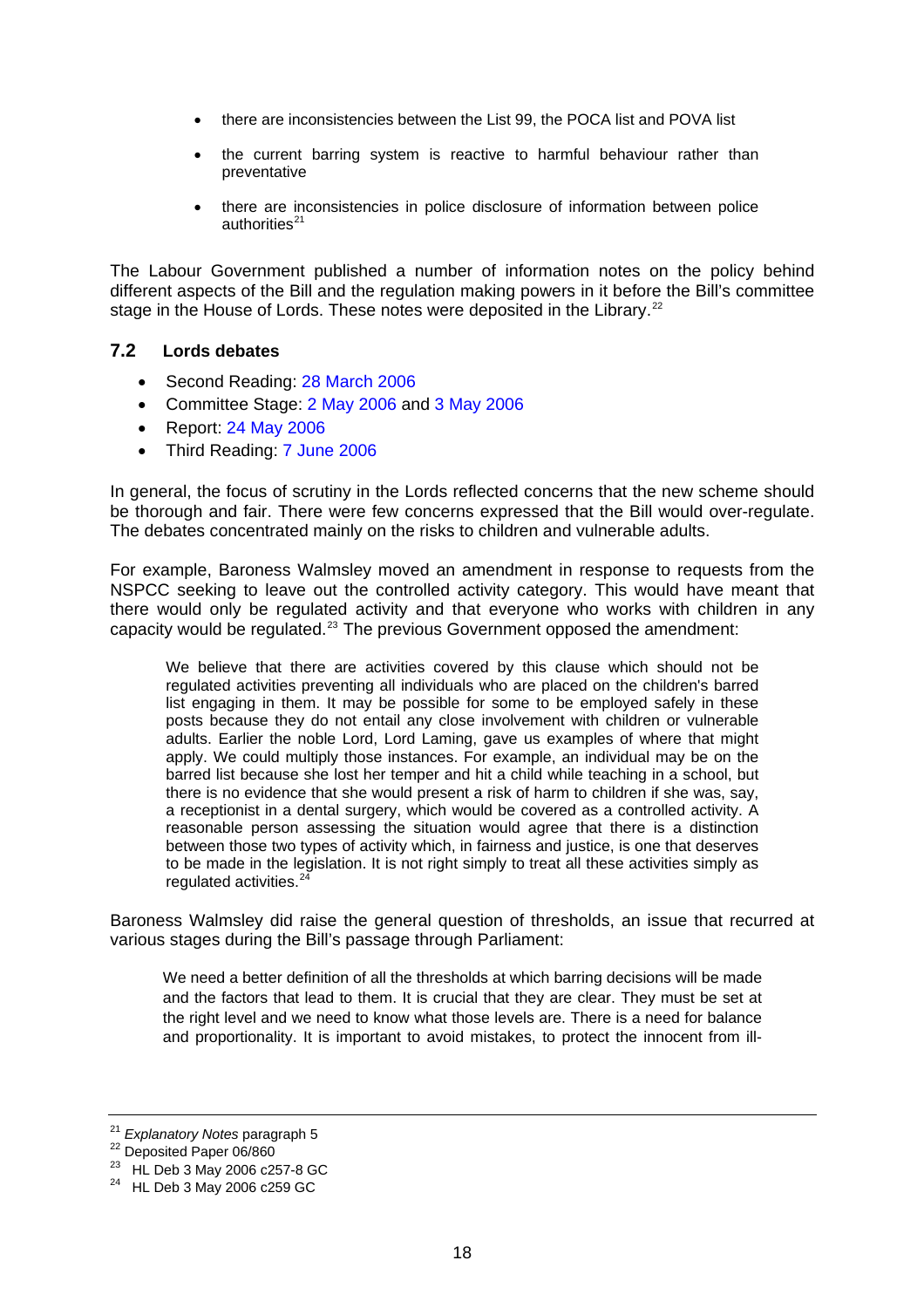- there are inconsistencies between the List 99, the POCA list and POVA list
- the current barring system is reactive to harmful behaviour rather than preventative
- there are inconsistencies in police disclosure of information between police authorities[21]

The Labour Government published a number of information notes on the policy behind different aspects of the Bill and the regulation making powers in it before the Bill's committee stage in the House of Lords. These notes were deposited in the Library.[22]

### 7.2 Lords debates

- Second Reading: 28 March 2006
- Committee Stage: 2 May 2006 and 3 May 2006
- Report: 24 May 2006
- Third Reading: 7 June 2006

In general, the focus of scrutiny in the Lords reflected concerns that the new scheme should be thorough and fair. There were few concerns expressed that the Bill would over-regulate. The debates concentrated mainly on the risks to children and vulnerable adults.

For example, Baroness Walmsley moved an amendment in response to requests from the NSPCC seeking to leave out the controlled activity category. This would have meant that there would only be regulated activity and that everyone who works with children in any capacity would be regulated.[23] The previous Government opposed the amendment:

> We believe that there are activities covered by this clause which should not be regulated activities preventing all individuals who are placed on the children's barred list engaging in them. It may be possible for some to be employed safely in these posts because they do not entail any close involvement with children or vulnerable adults. Earlier the noble Lord, Lord Laming, gave us examples of where that might apply. We could multiply those instances. For example, an individual may be on the barred list because she lost her temper and hit a child while teaching in a school, but there is no evidence that she would present a risk of harm to children if she was, say, a receptionist in a dental surgery, which would be covered as a controlled activity. A reasonable person assessing the situation would agree that there is a distinction between those two types of activity which, in fairness and justice, is one that deserves to be made in the legislation. It is not right simply to treat all these activities simply as regulated activities.[24]

Baroness Walmsley did raise the general question of thresholds, an issue that recurred at various stages during the Bill's passage through Parliament:

> We need a better definition of all the thresholds at which barring decisions will be made and the factors that lead to them. It is crucial that they are clear. They must be set at the right level and we need to know what those levels are. There is a need for balance and proportionality. It is important to avoid mistakes, to protect the innocent from ill-

[21] *Explanatory Notes* paragraph 5

[22] Deposited Paper 06/860

[23] HL Deb 3 May 2006 c257-8 GC

[24] HL Deb 3 May 2006 c259 GC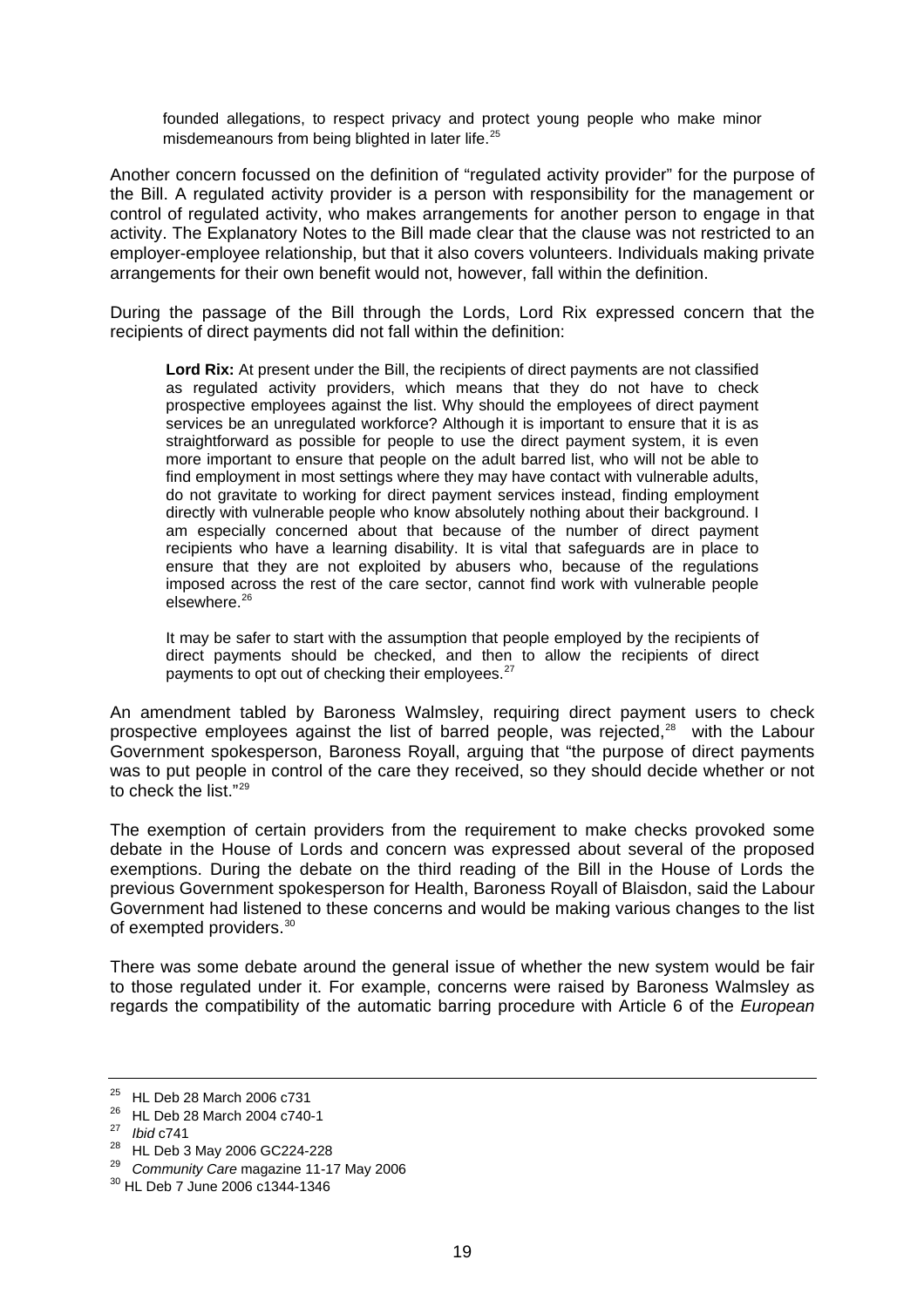> founded allegations, to respect privacy and protect young people who make minor misdemeanours from being blighted in later life.[25]

Another concern focussed on the definition of "regulated activity provider" for the purpose of the Bill. A regulated activity provider is a person with responsibility for the management or control of regulated activity, who makes arrangements for another person to engage in that activity. The Explanatory Notes to the Bill made clear that the clause was not restricted to an employer-employee relationship, but that it also covers volunteers. Individuals making private arrangements for their own benefit would not, however, fall within the definition.

During the passage of the Bill through the Lords, Lord Rix expressed concern that the recipients of direct payments did not fall within the definition:

> **Lord Rix:** At present under the Bill, the recipients of direct payments are not classified as regulated activity providers, which means that they do not have to check prospective employees against the list. Why should the employees of direct payment services be an unregulated workforce? Although it is important to ensure that it is as straightforward as possible for people to use the direct payment system, it is even more important to ensure that people on the adult barred list, who will not be able to find employment in most settings where they may have contact with vulnerable adults, do not gravitate to working for direct payment services instead, finding employment directly with vulnerable people who know absolutely nothing about their background. I am especially concerned about that because of the number of direct payment recipients who have a learning disability. It is vital that safeguards are in place to ensure that they are not exploited by abusers who, because of the regulations imposed across the rest of the care sector, cannot find work with vulnerable people elsewhere.[26]
>
> It may be safer to start with the assumption that people employed by the recipients of direct payments should be checked, and then to allow the recipients of direct payments to opt out of checking their employees.[27]

An amendment tabled by Baroness Walmsley, requiring direct payment users to check prospective employees against the list of barred people, was rejected,[28] with the Labour Government spokesperson, Baroness Royall, arguing that "the purpose of direct payments was to put people in control of the care they received, so they should decide whether or not to check the list."[29]

The exemption of certain providers from the requirement to make checks provoked some debate in the House of Lords and concern was expressed about several of the proposed exemptions. During the debate on the third reading of the Bill in the House of Lords the previous Government spokesperson for Health, Baroness Royall of Blaisdon, said the Labour Government had listened to these concerns and would be making various changes to the list of exempted providers.[30]

There was some debate around the general issue of whether the new system would be fair to those regulated under it. For example, concerns were raised by Baroness Walmsley as regards the compatibility of the automatic barring procedure with Article 6 of the *European*

---

[25] HL Deb 28 March 2006 c731

[26] HL Deb 28 March 2004 c740-1

[27] *Ibid* c741

[28] HL Deb 3 May 2006 GC224-228

[29] *Community Care* magazine 11-17 May 2006

[30] HL Deb 7 June 2006 c1344-1346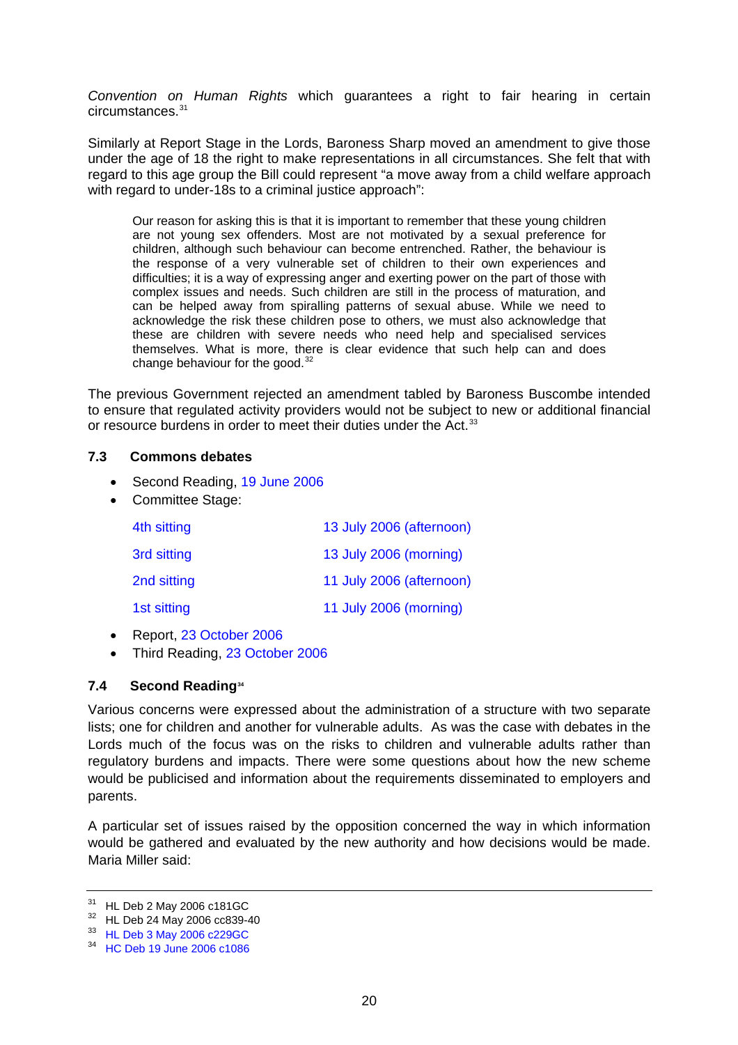*Convention on Human Rights* which guarantees a right to fair hearing in certain circumstances.[31]

Similarly at Report Stage in the Lords, Baroness Sharp moved an amendment to give those under the age of 18 the right to make representations in all circumstances. She felt that with regard to this age group the Bill could represent "a move away from a child welfare approach with regard to under-18s to a criminal justice approach":

> Our reason for asking this is that it is important to remember that these young children are not young sex offenders. Most are not motivated by a sexual preference for children, although such behaviour can become entrenched. Rather, the behaviour is the response of a very vulnerable set of children to their own experiences and difficulties; it is a way of expressing anger and exerting power on the part of those with complex issues and needs. Such children are still in the process of maturation, and can be helped away from spiralling patterns of sexual abuse. While we need to acknowledge the risk these children pose to others, we must also acknowledge that these are children with severe needs who need help and specialised services themselves. What is more, there is clear evidence that such help can and does change behaviour for the good.[32]

The previous Government rejected an amendment tabled by Baroness Buscombe intended to ensure that regulated activity providers would not be subject to new or additional financial or resource burdens in order to meet their duties under the Act.[33]

### 7.3 Commons debates

- Second Reading, 19 June 2006
- Committee Stage:

| | |
|---|---|
| 4th sitting | 13 July 2006 (afternoon) |
| 3rd sitting | 13 July 2006 (morning) |
| 2nd sitting | 11 July 2006 (afternoon) |
| 1st sitting | 11 July 2006 (morning) |

- Report, 23 October 2006
- Third Reading, 23 October 2006

### 7.4 Second Reading[34]

Various concerns were expressed about the administration of a structure with two separate lists; one for children and another for vulnerable adults. As was the case with debates in the Lords much of the focus was on the risks to children and vulnerable adults rather than regulatory burdens and impacts. There were some questions about how the new scheme would be publicised and information about the requirements disseminated to employers and parents.

A particular set of issues raised by the opposition concerned the way in which information would be gathered and evaluated by the new authority and how decisions would be made. Maria Miller said:

---

[31] HL Deb 2 May 2006 c181GC

[32] HL Deb 24 May 2006 cc839-40

[33] HL Deb 3 May 2006 c229GC

[34] HC Deb 19 June 2006 c1086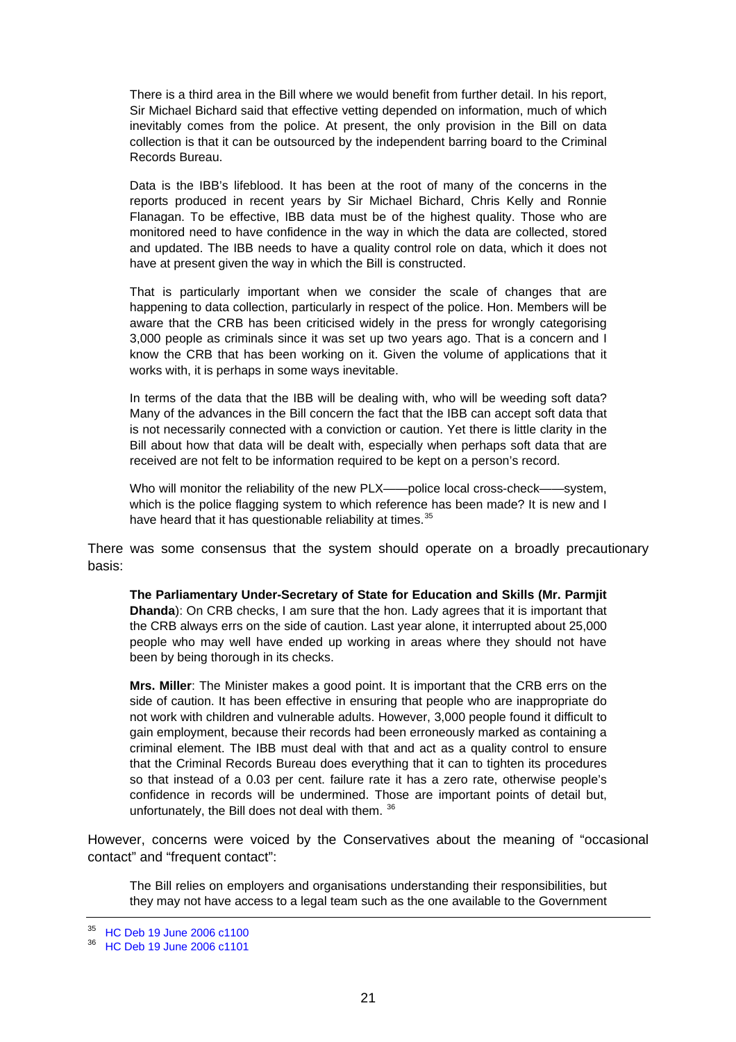> There is a third area in the Bill where we would benefit from further detail. In his report, Sir Michael Bichard said that effective vetting depended on information, much of which inevitably comes from the police. At present, the only provision in the Bill on data collection is that it can be outsourced by the independent barring board to the Criminal Records Bureau.
>
> Data is the IBB's lifeblood. It has been at the root of many of the concerns in the reports produced in recent years by Sir Michael Bichard, Chris Kelly and Ronnie Flanagan. To be effective, IBB data must be of the highest quality. Those who are monitored need to have confidence in the way in which the data are collected, stored and updated. The IBB needs to have a quality control role on data, which it does not have at present given the way in which the Bill is constructed.
>
> That is particularly important when we consider the scale of changes that are happening to data collection, particularly in respect of the police. Hon. Members will be aware that the CRB has been criticised widely in the press for wrongly categorising 3,000 people as criminals since it was set up two years ago. That is a concern and I know the CRB that has been working on it. Given the volume of applications that it works with, it is perhaps in some ways inevitable.
>
> In terms of the data that the IBB will be dealing with, who will be weeding soft data? Many of the advances in the Bill concern the fact that the IBB can accept soft data that is not necessarily connected with a conviction or caution. Yet there is little clarity in the Bill about how that data will be dealt with, especially when perhaps soft data that are received are not felt to be information required to be kept on a person's record.
>
> Who will monitor the reliability of the new PLX——police local cross-check——system, which is the police flagging system to which reference has been made? It is new and I have heard that it has questionable reliability at times.[35]

There was some consensus that the system should operate on a broadly precautionary basis:

> **The Parliamentary Under-Secretary of State for Education and Skills (Mr. Parmjit Dhanda)**: On CRB checks, I am sure that the hon. Lady agrees that it is important that the CRB always errs on the side of caution. Last year alone, it interrupted about 25,000 people who may well have ended up working in areas where they should not have been by being thorough in its checks.
>
> **Mrs. Miller**: The Minister makes a good point. It is important that the CRB errs on the side of caution. It has been effective in ensuring that people who are inappropriate do not work with children and vulnerable adults. However, 3,000 people found it difficult to gain employment, because their records had been erroneously marked as containing a criminal element. The IBB must deal with that and act as a quality control to ensure that the Criminal Records Bureau does everything that it can to tighten its procedures so that instead of a 0.03 per cent. failure rate it has a zero rate, otherwise people's confidence in records will be undermined. Those are important points of detail but, unfortunately, the Bill does not deal with them.[36]

However, concerns were voiced by the Conservatives about the meaning of "occasional contact" and "frequent contact":

> The Bill relies on employers and organisations understanding their responsibilities, but they may not have access to a legal team such as the one available to the Government

[35] HC Deb 19 June 2006 c1100

[36] HC Deb 19 June 2006 c1101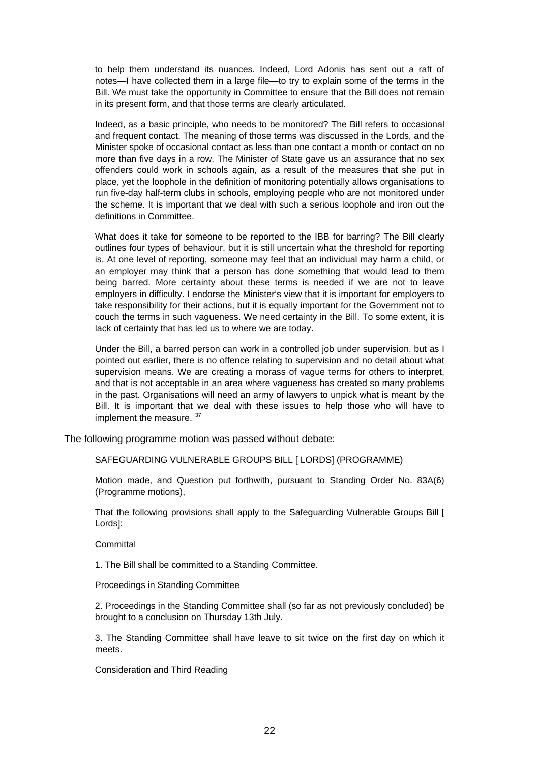to help them understand its nuances. Indeed, Lord Adonis has sent out a raft of notes—I have collected them in a large file—to try to explain some of the terms in the Bill. We must take the opportunity in Committee to ensure that the Bill does not remain in its present form, and that those terms are clearly articulated.

Indeed, as a basic principle, who needs to be monitored? The Bill refers to occasional and frequent contact. The meaning of those terms was discussed in the Lords, and the Minister spoke of occasional contact as less than one contact a month or contact on no more than five days in a row. The Minister of State gave us an assurance that no sex offenders could work in schools again, as a result of the measures that she put in place, yet the loophole in the definition of monitoring potentially allows organisations to run five-day half-term clubs in schools, employing people who are not monitored under the scheme. It is important that we deal with such a serious loophole and iron out the definitions in Committee.

What does it take for someone to be reported to the IBB for barring? The Bill clearly outlines four types of behaviour, but it is still uncertain what the threshold for reporting is. At one level of reporting, someone may feel that an individual may harm a child, or an employer may think that a person has done something that would lead to them being barred. More certainty about these terms is needed if we are not to leave employers in difficulty. I endorse the Minister's view that it is important for employers to take responsibility for their actions, but it is equally important for the Government not to couch the terms in such vagueness. We need certainty in the Bill. To some extent, it is lack of certainty that has led us to where we are today.

Under the Bill, a barred person can work in a controlled job under supervision, but as I pointed out earlier, there is no offence relating to supervision and no detail about what supervision means. We are creating a morass of vague terms for others to interpret, and that is not acceptable in an area where vagueness has created so many problems in the past. Organisations will need an army of lawyers to unpick what is meant by the Bill. It is important that we deal with these issues to help those who will have to implement the measure. [37]

The following programme motion was passed without debate:

SAFEGUARDING VULNERABLE GROUPS BILL [ LORDS] (PROGRAMME)

Motion made, and Question put forthwith, pursuant to Standing Order No. 83A(6) (Programme motions),

That the following provisions shall apply to the Safeguarding Vulnerable Groups Bill [ Lords]:

Committal

1. The Bill shall be committed to a Standing Committee.

Proceedings in Standing Committee

2. Proceedings in the Standing Committee shall (so far as not previously concluded) be brought to a conclusion on Thursday 13th July.

3. The Standing Committee shall have leave to sit twice on the first day on which it meets.

Consideration and Third Reading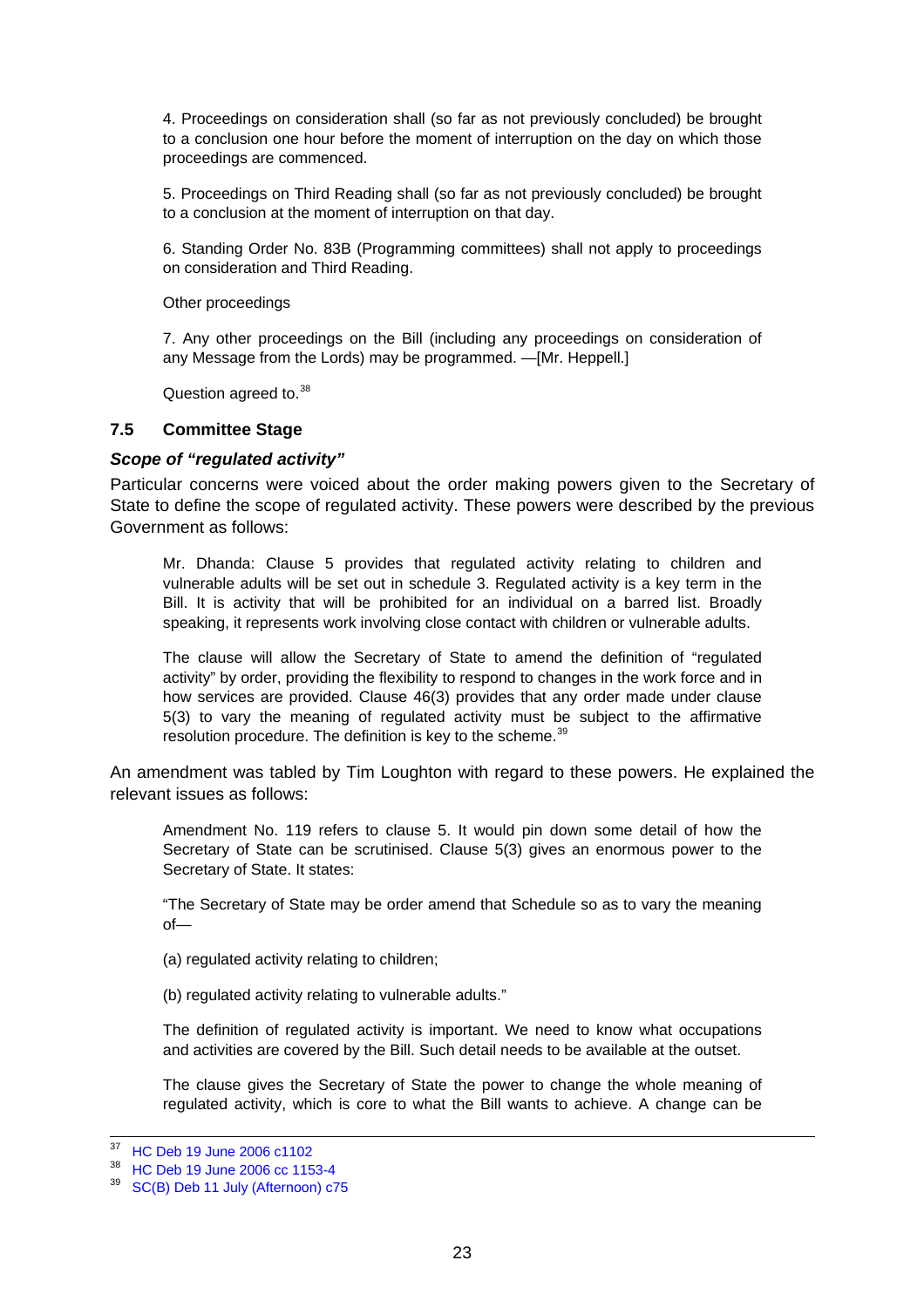4. Proceedings on consideration shall (so far as not previously concluded) be brought to a conclusion one hour before the moment of interruption on the day on which those proceedings are commenced.

5. Proceedings on Third Reading shall (so far as not previously concluded) be brought to a conclusion at the moment of interruption on that day.

6. Standing Order No. 83B (Programming committees) shall not apply to proceedings on consideration and Third Reading.

Other proceedings

7. Any other proceedings on the Bill (including any proceedings on consideration of any Message from the Lords) may be programmed. —[Mr. Heppell.]

Question agreed to.[38]

### 7.5 Committee Stage

#### *Scope of "regulated activity"*

Particular concerns were voiced about the order making powers given to the Secretary of State to define the scope of regulated activity. These powers were described by the previous Government as follows:

> Mr. Dhanda: Clause 5 provides that regulated activity relating to children and vulnerable adults will be set out in schedule 3. Regulated activity is a key term in the Bill. It is activity that will be prohibited for an individual on a barred list. Broadly speaking, it represents work involving close contact with children or vulnerable adults.
>
> The clause will allow the Secretary of State to amend the definition of "regulated activity" by order, providing the flexibility to respond to changes in the work force and in how services are provided. Clause 46(3) provides that any order made under clause 5(3) to vary the meaning of regulated activity must be subject to the affirmative resolution procedure. The definition is key to the scheme.[39]

An amendment was tabled by Tim Loughton with regard to these powers. He explained the relevant issues as follows:

> Amendment No. 119 refers to clause 5. It would pin down some detail of how the Secretary of State can be scrutinised. Clause 5(3) gives an enormous power to the Secretary of State. It states:
>
> "The Secretary of State may be order amend that Schedule so as to vary the meaning of—
>
> (a) regulated activity relating to children;
>
> (b) regulated activity relating to vulnerable adults."
>
> The definition of regulated activity is important. We need to know what occupations and activities are covered by the Bill. Such detail needs to be available at the outset.
>
> The clause gives the Secretary of State the power to change the whole meaning of regulated activity, which is core to what the Bill wants to achieve. A change can be

---

[37] HC Deb 19 June 2006 c1102

[38] HC Deb 19 June 2006 cc 1153-4

[39] SC(B) Deb 11 July (Afternoon) c75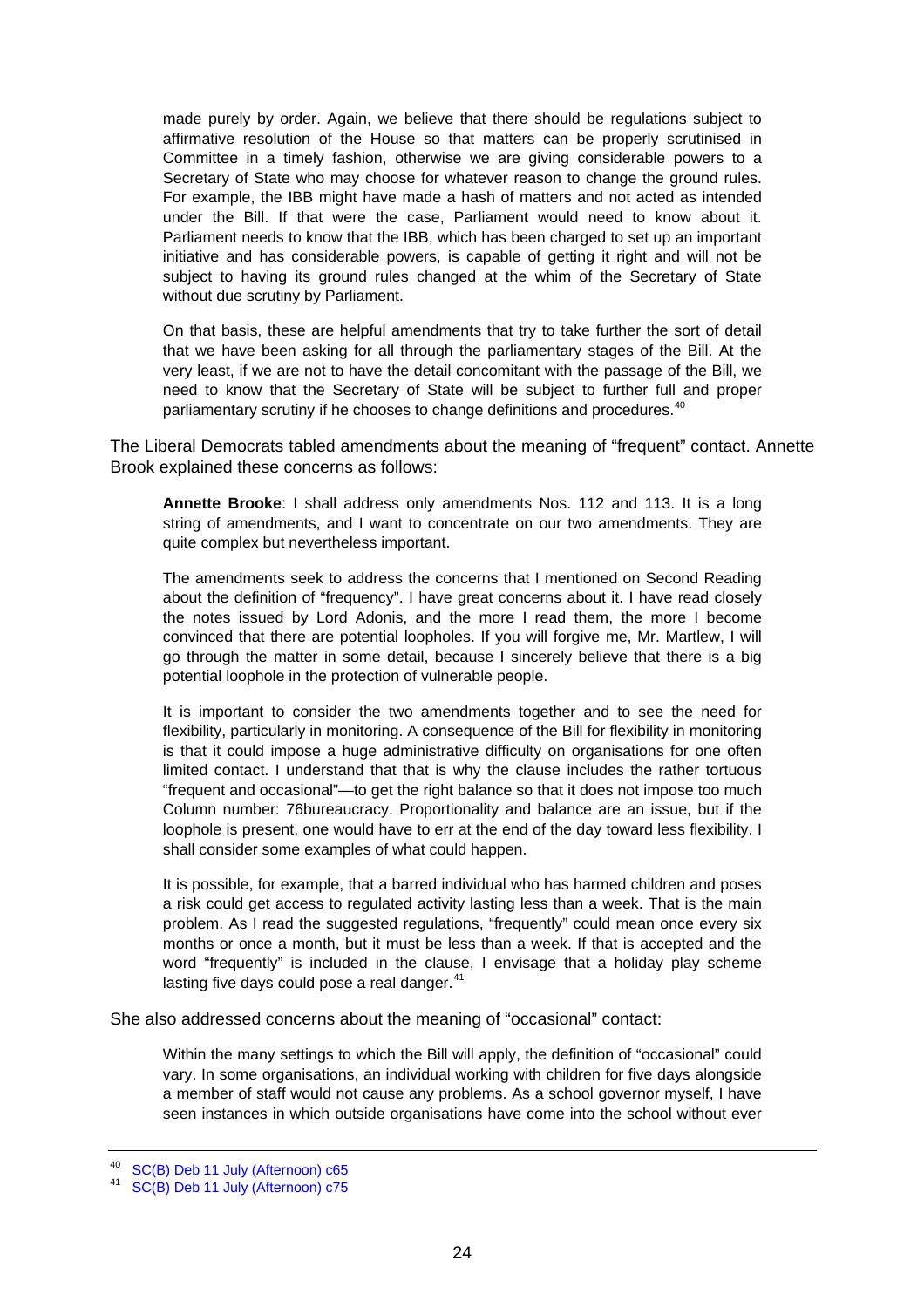> made purely by order. Again, we believe that there should be regulations subject to affirmative resolution of the House so that matters can be properly scrutinised in Committee in a timely fashion, otherwise we are giving considerable powers to a Secretary of State who may choose for whatever reason to change the ground rules. For example, the IBB might have made a hash of matters and not acted as intended under the Bill. If that were the case, Parliament would need to know about it. Parliament needs to know that the IBB, which has been charged to set up an important initiative and has considerable powers, is capable of getting it right and will not be subject to having its ground rules changed at the whim of the Secretary of State without due scrutiny by Parliament.
>
> On that basis, these are helpful amendments that try to take further the sort of detail that we have been asking for all through the parliamentary stages of the Bill. At the very least, if we are not to have the detail concomitant with the passage of the Bill, we need to know that the Secretary of State will be subject to further full and proper parliamentary scrutiny if he chooses to change definitions and procedures.[40]

The Liberal Democrats tabled amendments about the meaning of "frequent" contact. Annette Brook explained these concerns as follows:

> **Annette Brooke**: I shall address only amendments Nos. 112 and 113. It is a long string of amendments, and I want to concentrate on our two amendments. They are quite complex but nevertheless important.
>
> The amendments seek to address the concerns that I mentioned on Second Reading about the definition of "frequency". I have great concerns about it. I have read closely the notes issued by Lord Adonis, and the more I read them, the more I become convinced that there are potential loopholes. If you will forgive me, Mr. Martlew, I will go through the matter in some detail, because I sincerely believe that there is a big potential loophole in the protection of vulnerable people.
>
> It is important to consider the two amendments together and to see the need for flexibility, particularly in monitoring. A consequence of the Bill for flexibility in monitoring is that it could impose a huge administrative difficulty on organisations for one often limited contact. I understand that that is why the clause includes the rather tortuous "frequent and occasional"—to get the right balance so that it does not impose too much Column number: 76bureaucracy. Proportionality and balance are an issue, but if the loophole is present, one would have to err at the end of the day toward less flexibility. I shall consider some examples of what could happen.
>
> It is possible, for example, that a barred individual who has harmed children and poses a risk could get access to regulated activity lasting less than a week. That is the main problem. As I read the suggested regulations, "frequently" could mean once every six months or once a month, but it must be less than a week. If that is accepted and the word "frequently" is included in the clause, I envisage that a holiday play scheme lasting five days could pose a real danger.[41]

She also addressed concerns about the meaning of "occasional" contact:

> Within the many settings to which the Bill will apply, the definition of "occasional" could vary. In some organisations, an individual working with children for five days alongside a member of staff would not cause any problems. As a school governor myself, I have seen instances in which outside organisations have come into the school without ever

---

[40] SC(B) Deb 11 July (Afternoon) c65

[41] SC(B) Deb 11 July (Afternoon) c75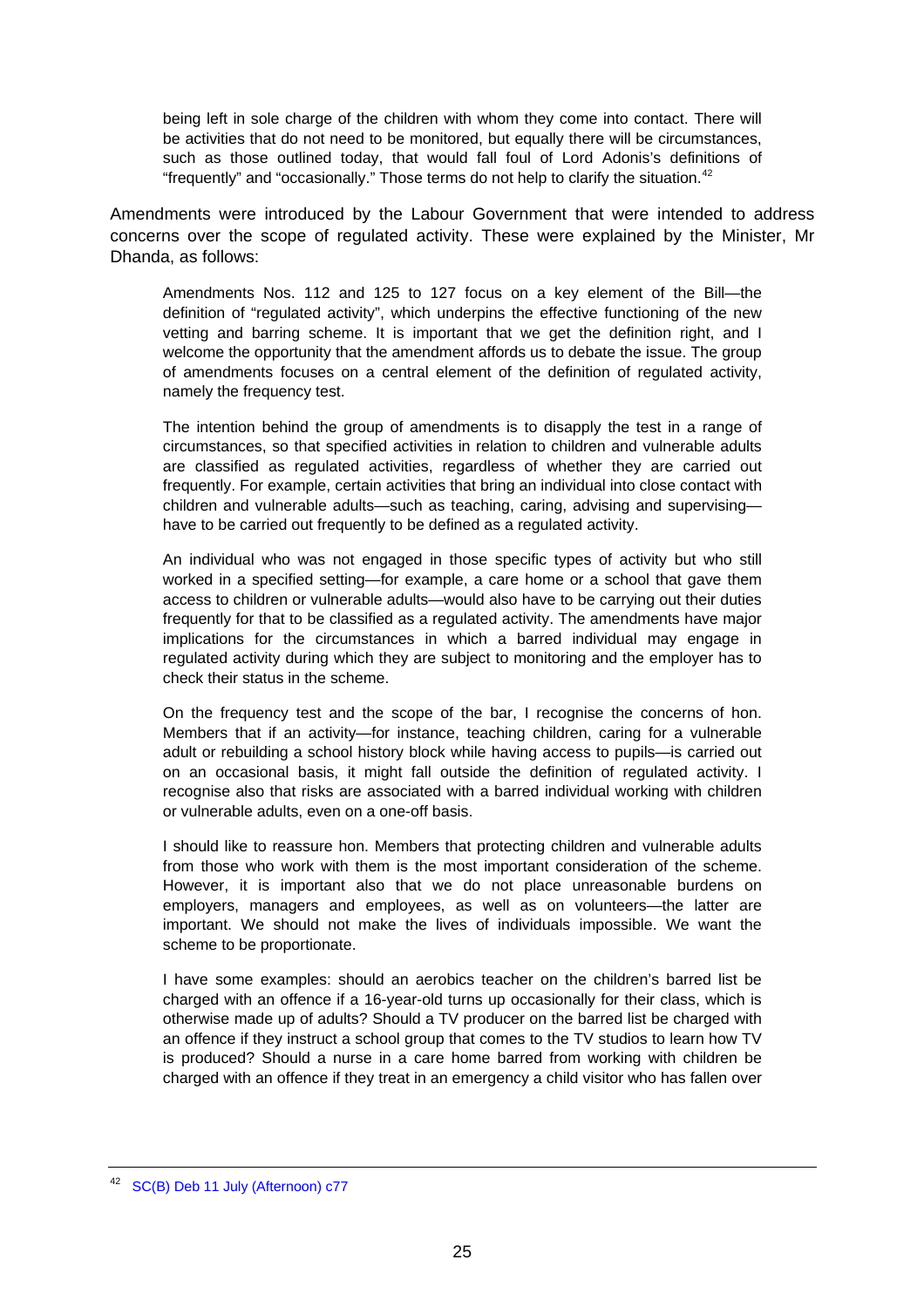> being left in sole charge of the children with whom they come into contact. There will be activities that do not need to be monitored, but equally there will be circumstances, such as those outlined today, that would fall foul of Lord Adonis's definitions of "frequently" and "occasionally." Those terms do not help to clarify the situation.[42]

Amendments were introduced by the Labour Government that were intended to address concerns over the scope of regulated activity. These were explained by the Minister, Mr Dhanda, as follows:

> Amendments Nos. 112 and 125 to 127 focus on a key element of the Bill—the definition of "regulated activity", which underpins the effective functioning of the new vetting and barring scheme. It is important that we get the definition right, and I welcome the opportunity that the amendment affords us to debate the issue. The group of amendments focuses on a central element of the definition of regulated activity, namely the frequency test.
>
> The intention behind the group of amendments is to disapply the test in a range of circumstances, so that specified activities in relation to children and vulnerable adults are classified as regulated activities, regardless of whether they are carried out frequently. For example, certain activities that bring an individual into close contact with children and vulnerable adults—such as teaching, caring, advising and supervising—have to be carried out frequently to be defined as a regulated activity.
>
> An individual who was not engaged in those specific types of activity but who still worked in a specified setting—for example, a care home or a school that gave them access to children or vulnerable adults—would also have to be carrying out their duties frequently for that to be classified as a regulated activity. The amendments have major implications for the circumstances in which a barred individual may engage in regulated activity during which they are subject to monitoring and the employer has to check their status in the scheme.
>
> On the frequency test and the scope of the bar, I recognise the concerns of hon. Members that if an activity—for instance, teaching children, caring for a vulnerable adult or rebuilding a school history block while having access to pupils—is carried out on an occasional basis, it might fall outside the definition of regulated activity. I recognise also that risks are associated with a barred individual working with children or vulnerable adults, even on a one-off basis.
>
> I should like to reassure hon. Members that protecting children and vulnerable adults from those who work with them is the most important consideration of the scheme. However, it is important also that we do not place unreasonable burdens on employers, managers and employees, as well as on volunteers—the latter are important. We should not make the lives of individuals impossible. We want the scheme to be proportionate.
>
> I have some examples: should an aerobics teacher on the children's barred list be charged with an offence if a 16-year-old turns up occasionally for their class, which is otherwise made up of adults? Should a TV producer on the barred list be charged with an offence if they instruct a school group that comes to the TV studios to learn how TV is produced? Should a nurse in a care home barred from working with children be charged with an offence if they treat in an emergency a child visitor who has fallen over

---

[42] SC(B) Deb 11 July (Afternoon) c77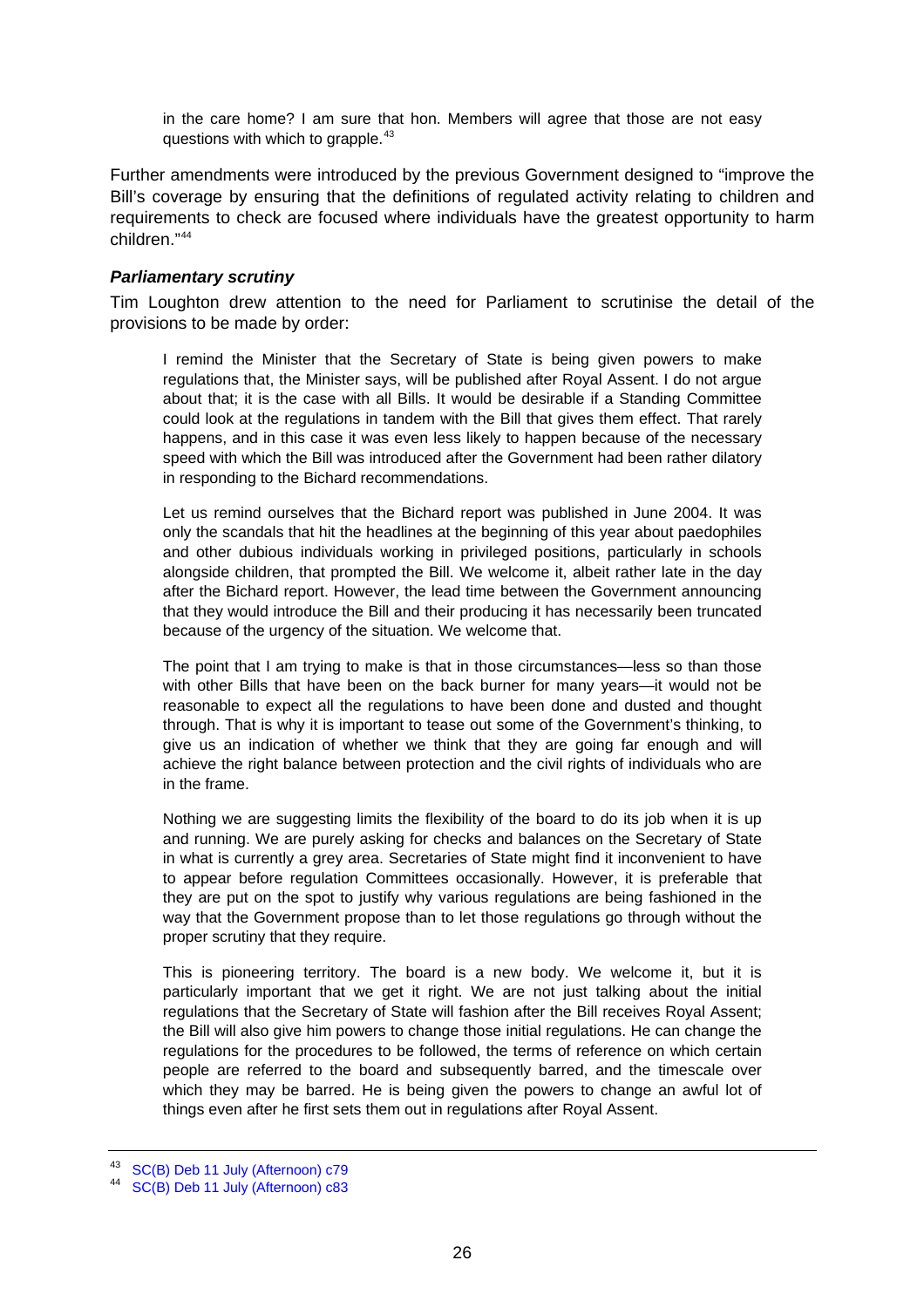> in the care home? I am sure that hon. Members will agree that those are not easy questions with which to grapple.[43]

Further amendments were introduced by the previous Government designed to "improve the Bill's coverage by ensuring that the definitions of regulated activity relating to children and requirements to check are focused where individuals have the greatest opportunity to harm children."[44]

### *Parliamentary scrutiny*

Tim Loughton drew attention to the need for Parliament to scrutinise the detail of the provisions to be made by order:

> I remind the Minister that the Secretary of State is being given powers to make regulations that, the Minister says, will be published after Royal Assent. I do not argue about that; it is the case with all Bills. It would be desirable if a Standing Committee could look at the regulations in tandem with the Bill that gives them effect. That rarely happens, and in this case it was even less likely to happen because of the necessary speed with which the Bill was introduced after the Government had been rather dilatory in responding to the Bichard recommendations.
>
> Let us remind ourselves that the Bichard report was published in June 2004. It was only the scandals that hit the headlines at the beginning of this year about paedophiles and other dubious individuals working in privileged positions, particularly in schools alongside children, that prompted the Bill. We welcome it, albeit rather late in the day after the Bichard report. However, the lead time between the Government announcing that they would introduce the Bill and their producing it has necessarily been truncated because of the urgency of the situation. We welcome that.
>
> The point that I am trying to make is that in those circumstances—less so than those with other Bills that have been on the back burner for many years—it would not be reasonable to expect all the regulations to have been done and dusted and thought through. That is why it is important to tease out some of the Government's thinking, to give us an indication of whether we think that they are going far enough and will achieve the right balance between protection and the civil rights of individuals who are in the frame.
>
> Nothing we are suggesting limits the flexibility of the board to do its job when it is up and running. We are purely asking for checks and balances on the Secretary of State in what is currently a grey area. Secretaries of State might find it inconvenient to have to appear before regulation Committees occasionally. However, it is preferable that they are put on the spot to justify why various regulations are being fashioned in the way that the Government propose than to let those regulations go through without the proper scrutiny that they require.
>
> This is pioneering territory. The board is a new body. We welcome it, but it is particularly important that we get it right. We are not just talking about the initial regulations that the Secretary of State will fashion after the Bill receives Royal Assent; the Bill will also give him powers to change those initial regulations. He can change the regulations for the procedures to be followed, the terms of reference on which certain people are referred to the board and subsequently barred, and the timescale over which they may be barred. He is being given the powers to change an awful lot of things even after he first sets them out in regulations after Royal Assent.

---

[43] SC(B) Deb 11 July (Afternoon) c79

[44] SC(B) Deb 11 July (Afternoon) c83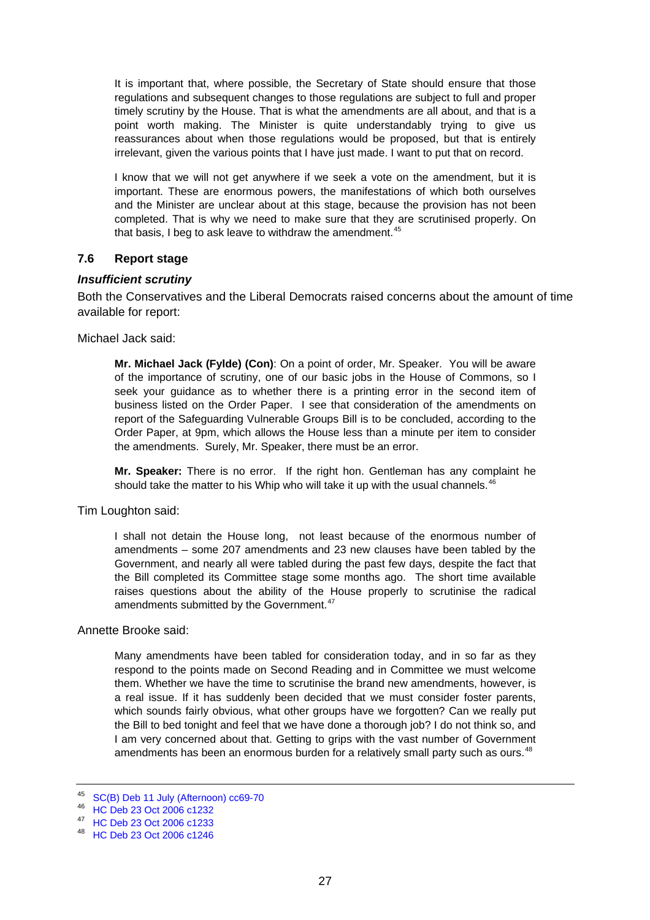> It is important that, where possible, the Secretary of State should ensure that those regulations and subsequent changes to those regulations are subject to full and proper timely scrutiny by the House. That is what the amendments are all about, and that is a point worth making. The Minister is quite understandably trying to give us reassurances about when those regulations would be proposed, but that is entirely irrelevant, given the various points that I have just made. I want to put that on record.
>
> I know that we will not get anywhere if we seek a vote on the amendment, but it is important. These are enormous powers, the manifestations of which both ourselves and the Minister are unclear about at this stage, because the provision has not been completed. That is why we need to make sure that they are scrutinised properly. On that basis, I beg to ask leave to withdraw the amendment.[45]

### 7.6 Report stage

#### *Insufficient scrutiny*

Both the Conservatives and the Liberal Democrats raised concerns about the amount of time available for report:

Michael Jack said:

> **Mr. Michael Jack (Fylde) (Con)**: On a point of order, Mr. Speaker. You will be aware of the importance of scrutiny, one of our basic jobs in the House of Commons, so I seek your guidance as to whether there is a printing error in the second item of business listed on the Order Paper. I see that consideration of the amendments on report of the Safeguarding Vulnerable Groups Bill is to be concluded, according to the Order Paper, at 9pm, which allows the House less than a minute per item to consider the amendments. Surely, Mr. Speaker, there must be an error.
>
> **Mr. Speaker:** There is no error. If the right hon. Gentleman has any complaint he should take the matter to his Whip who will take it up with the usual channels.[46]

Tim Loughton said:

> I shall not detain the House long, not least because of the enormous number of amendments – some 207 amendments and 23 new clauses have been tabled by the Government, and nearly all were tabled during the past few days, despite the fact that the Bill completed its Committee stage some months ago. The short time available raises questions about the ability of the House properly to scrutinise the radical amendments submitted by the Government.[47]

Annette Brooke said:

> Many amendments have been tabled for consideration today, and in so far as they respond to the points made on Second Reading and in Committee we must welcome them. Whether we have the time to scrutinise the brand new amendments, however, is a real issue. If it has suddenly been decided that we must consider foster parents, which sounds fairly obvious, what other groups have we forgotten? Can we really put the Bill to bed tonight and feel that we have done a thorough job? I do not think so, and I am very concerned about that. Getting to grips with the vast number of Government amendments has been an enormous burden for a relatively small party such as ours.[48]

---

[45] SC(B) Deb 11 July (Afternoon) cc69-70

[46] HC Deb 23 Oct 2006 c1232

[47] HC Deb 23 Oct 2006 c1233

[48] HC Deb 23 Oct 2006 c1246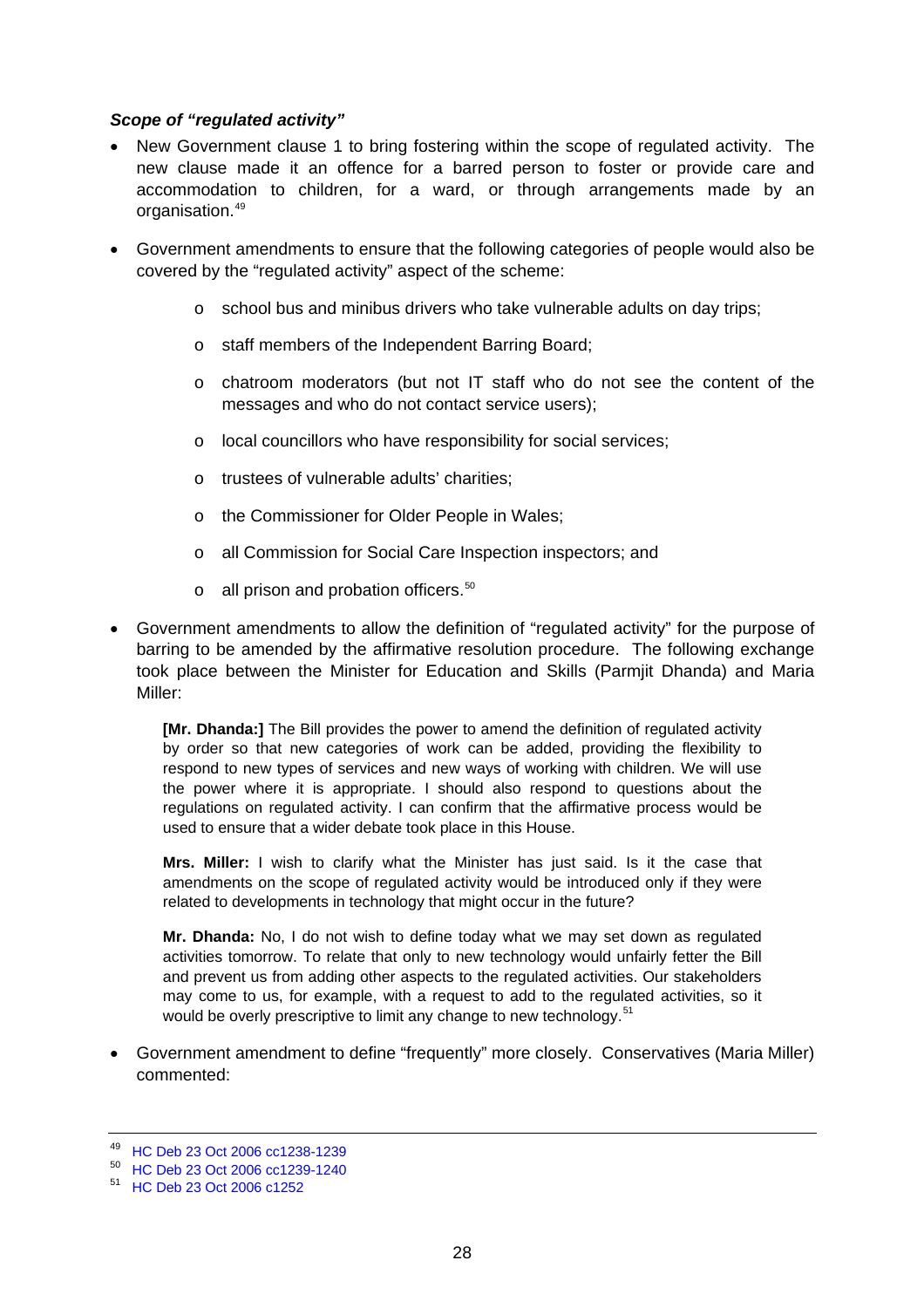***Scope of "regulated activity"***

- New Government clause 1 to bring fostering within the scope of regulated activity. The new clause made it an offence for a barred person to foster or provide care and accommodation to children, for a ward, or through arrangements made by an organisation.[49]

- Government amendments to ensure that the following categories of people would also be covered by the "regulated activity" aspect of the scheme:

  - school bus and minibus drivers who take vulnerable adults on day trips;
  - staff members of the Independent Barring Board;
  - chatroom moderators (but not IT staff who do not see the content of the messages and who do not contact service users);
  - local councillors who have responsibility for social services;
  - trustees of vulnerable adults' charities;
  - the Commissioner for Older People in Wales;
  - all Commission for Social Care Inspection inspectors; and
  - all prison and probation officers.[50]

- Government amendments to allow the definition of "regulated activity" for the purpose of barring to be amended by the affirmative resolution procedure. The following exchange took place between the Minister for Education and Skills (Parmjit Dhanda) and Maria Miller:

  > **[Mr. Dhanda:]** The Bill provides the power to amend the definition of regulated activity by order so that new categories of work can be added, providing the flexibility to respond to new types of services and new ways of working with children. We will use the power where it is appropriate. I should also respond to questions about the regulations on regulated activity. I can confirm that the affirmative process would be used to ensure that a wider debate took place in this House.
  >
  > **Mrs. Miller:** I wish to clarify what the Minister has just said. Is it the case that amendments on the scope of regulated activity would be introduced only if they were related to developments in technology that might occur in the future?
  >
  > **Mr. Dhanda:** No, I do not wish to define today what we may set down as regulated activities tomorrow. To relate that only to new technology would unfairly fetter the Bill and prevent us from adding other aspects to the regulated activities. Our stakeholders may come to us, for example, with a request to add to the regulated activities, so it would be overly prescriptive to limit any change to new technology.[51]

- Government amendment to define "frequently" more closely. Conservatives (Maria Miller) commented:

---

[49] HC Deb 23 Oct 2006 cc1238-1239

[50] HC Deb 23 Oct 2006 cc1239-1240

[51] HC Deb 23 Oct 2006 c1252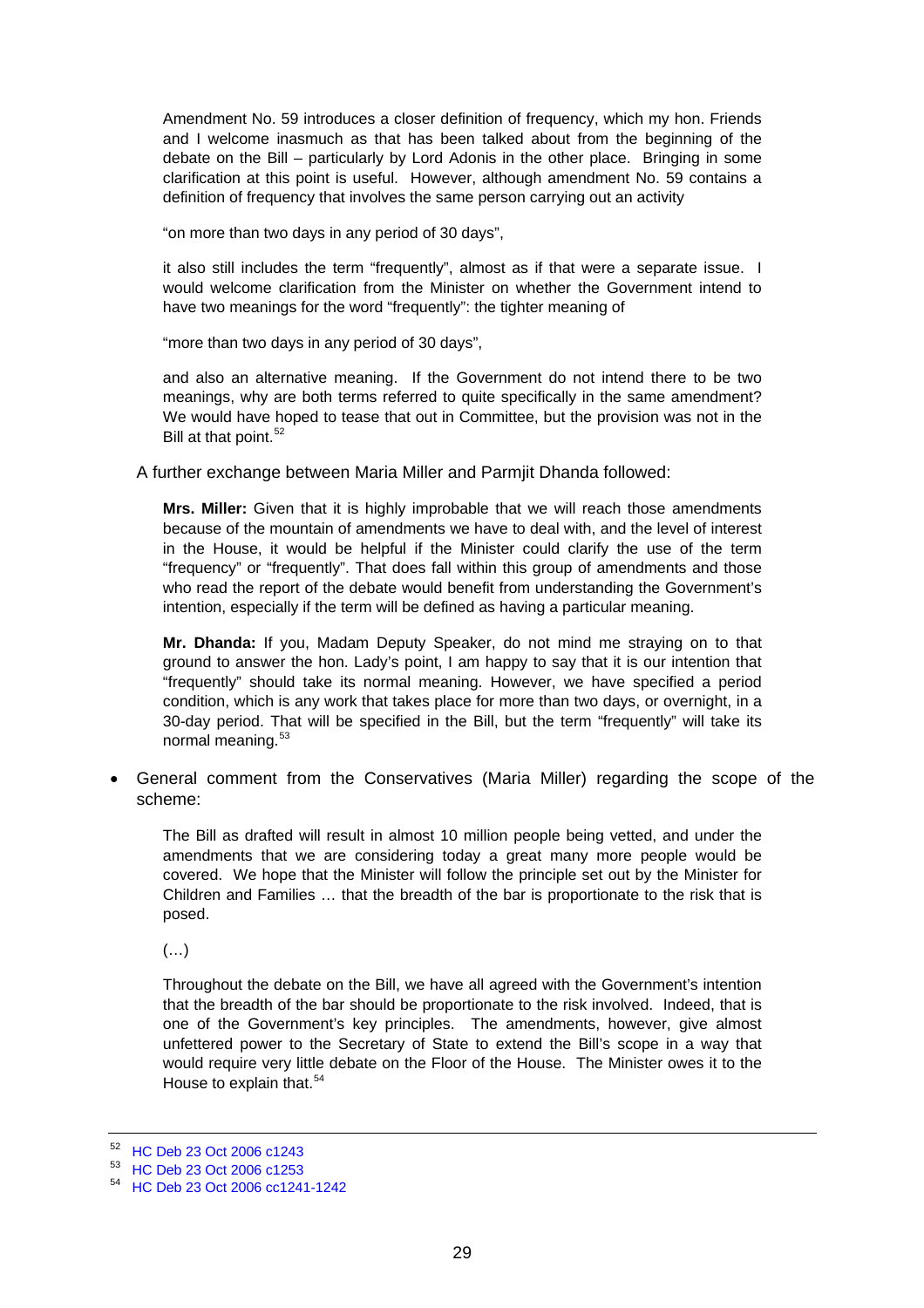> Amendment No. 59 introduces a closer definition of frequency, which my hon. Friends and I welcome inasmuch as that has been talked about from the beginning of the debate on the Bill – particularly by Lord Adonis in the other place. Bringing in some clarification at this point is useful. However, although amendment No. 59 contains a definition of frequency that involves the same person carrying out an activity
>
> "on more than two days in any period of 30 days",
>
> it also still includes the term "frequently", almost as if that were a separate issue. I would welcome clarification from the Minister on whether the Government intend to have two meanings for the word "frequently": the tighter meaning of
>
> "more than two days in any period of 30 days",
>
> and also an alternative meaning. If the Government do not intend there to be two meanings, why are both terms referred to quite specifically in the same amendment? We would have hoped to tease that out in Committee, but the provision was not in the Bill at that point.[52]

A further exchange between Maria Miller and Parmjit Dhanda followed:

> **Mrs. Miller:** Given that it is highly improbable that we will reach those amendments because of the mountain of amendments we have to deal with, and the level of interest in the House, it would be helpful if the Minister could clarify the use of the term "frequency" or "frequently". That does fall within this group of amendments and those who read the report of the debate would benefit from understanding the Government's intention, especially if the term will be defined as having a particular meaning.
>
> **Mr. Dhanda:** If you, Madam Deputy Speaker, do not mind me straying on to that ground to answer the hon. Lady's point, I am happy to say that it is our intention that "frequently" should take its normal meaning. However, we have specified a period condition, which is any work that takes place for more than two days, or overnight, in a 30-day period. That will be specified in the Bill, but the term "frequently" will take its normal meaning.[53]

- General comment from the Conservatives (Maria Miller) regarding the scope of the scheme:

> The Bill as drafted will result in almost 10 million people being vetted, and under the amendments that we are considering today a great many more people would be covered. We hope that the Minister will follow the principle set out by the Minister for Children and Families … that the breadth of the bar is proportionate to the risk that is posed.
>
> (…)
>
> Throughout the debate on the Bill, we have all agreed with the Government's intention that the breadth of the bar should be proportionate to the risk involved. Indeed, that is one of the Government's key principles. The amendments, however, give almost unfettered power to the Secretary of State to extend the Bill's scope in a way that would require very little debate on the Floor of the House. The Minister owes it to the House to explain that.[54]

---

[52] HC Deb 23 Oct 2006 c1243

[53] HC Deb 23 Oct 2006 c1253

[54] HC Deb 23 Oct 2006 cc1241-1242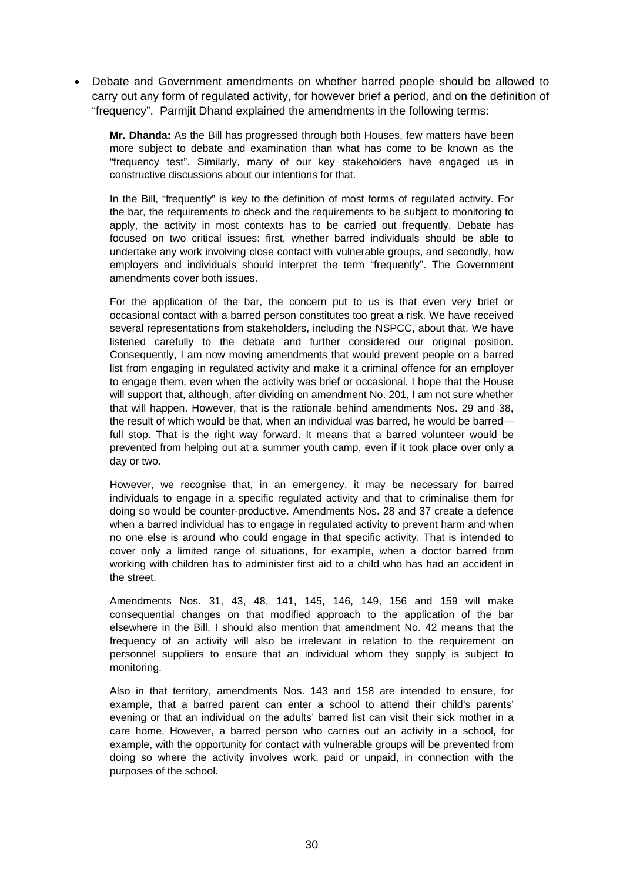- Debate and Government amendments on whether barred people should be allowed to carry out any form of regulated activity, for however brief a period, and on the definition of "frequency". Parmjit Dhand explained the amendments in the following terms:

  **Mr. Dhanda:** As the Bill has progressed through both Houses, few matters have been more subject to debate and examination than what has come to be known as the "frequency test". Similarly, many of our key stakeholders have engaged us in constructive discussions about our intentions for that.

  In the Bill, "frequently" is key to the definition of most forms of regulated activity. For the bar, the requirements to check and the requirements to be subject to monitoring to apply, the activity in most contexts has to be carried out frequently. Debate has focused on two critical issues: first, whether barred individuals should be able to undertake any work involving close contact with vulnerable groups, and secondly, how employers and individuals should interpret the term "frequently". The Government amendments cover both issues.

  For the application of the bar, the concern put to us is that even very brief or occasional contact with a barred person constitutes too great a risk. We have received several representations from stakeholders, including the NSPCC, about that. We have listened carefully to the debate and further considered our original position. Consequently, I am now moving amendments that would prevent people on a barred list from engaging in regulated activity and make it a criminal offence for an employer to engage them, even when the activity was brief or occasional. I hope that the House will support that, although, after dividing on amendment No. 201, I am not sure whether that will happen. However, that is the rationale behind amendments Nos. 29 and 38, the result of which would be that, when an individual was barred, he would be barred—full stop. That is the right way forward. It means that a barred volunteer would be prevented from helping out at a summer youth camp, even if it took place over only a day or two.

  However, we recognise that, in an emergency, it may be necessary for barred individuals to engage in a specific regulated activity and that to criminalise them for doing so would be counter-productive. Amendments Nos. 28 and 37 create a defence when a barred individual has to engage in regulated activity to prevent harm and when no one else is around who could engage in that specific activity. That is intended to cover only a limited range of situations, for example, when a doctor barred from working with children has to administer first aid to a child who has had an accident in the street.

  Amendments Nos. 31, 43, 48, 141, 145, 146, 149, 156 and 159 will make consequential changes on that modified approach to the application of the bar elsewhere in the Bill. I should also mention that amendment No. 42 means that the frequency of an activity will also be irrelevant in relation to the requirement on personnel suppliers to ensure that an individual whom they supply is subject to monitoring.

  Also in that territory, amendments Nos. 143 and 158 are intended to ensure, for example, that a barred parent can enter a school to attend their child's parents' evening or that an individual on the adults' barred list can visit their sick mother in a care home. However, a barred person who carries out an activity in a school, for example, with the opportunity for contact with vulnerable groups will be prevented from doing so where the activity involves work, paid or unpaid, in connection with the purposes of the school.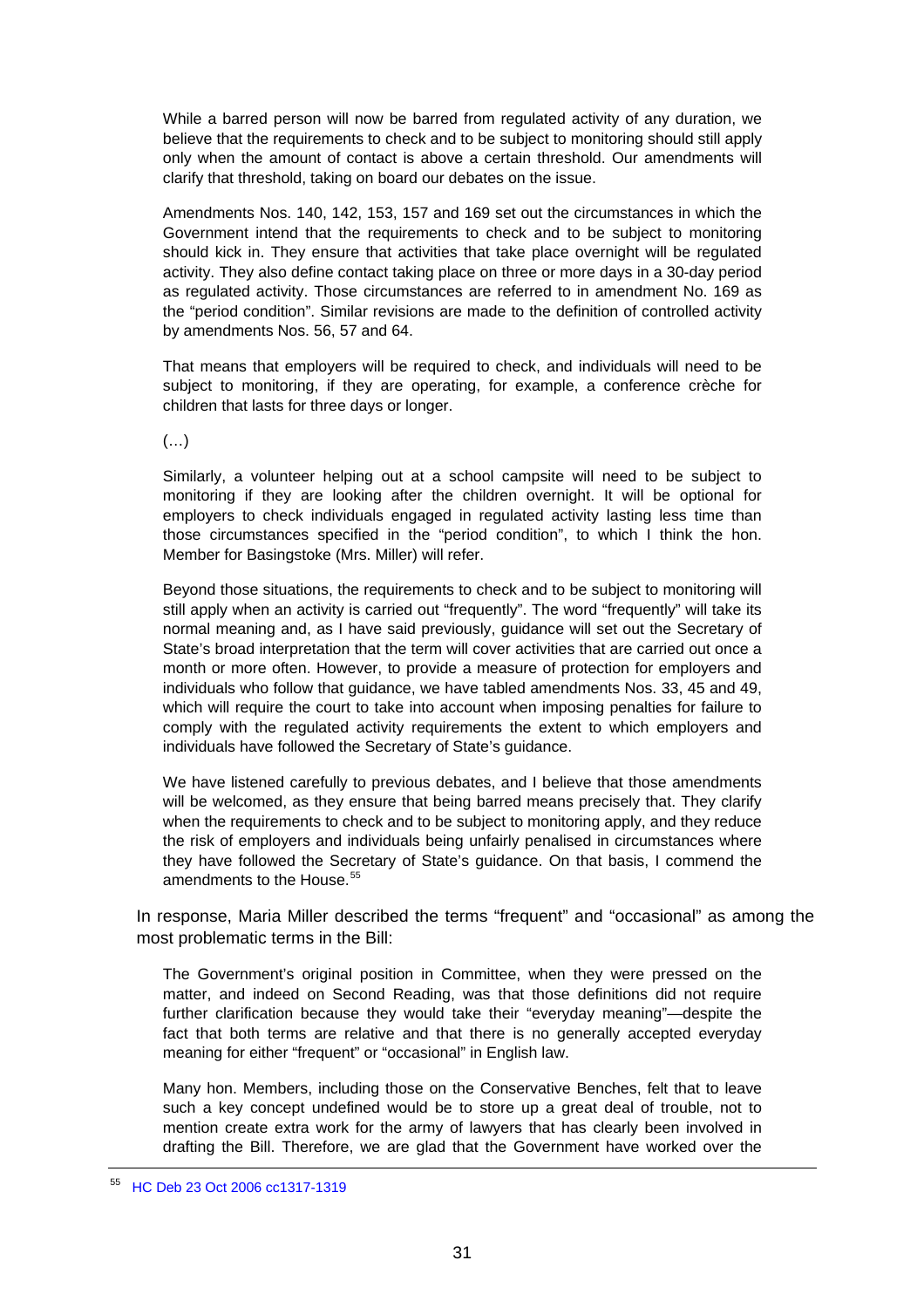> While a barred person will now be barred from regulated activity of any duration, we believe that the requirements to check and to be subject to monitoring should still apply only when the amount of contact is above a certain threshold. Our amendments will clarify that threshold, taking on board our debates on the issue.
>
> Amendments Nos. 140, 142, 153, 157 and 169 set out the circumstances in which the Government intend that the requirements to check and to be subject to monitoring should kick in. They ensure that activities that take place overnight will be regulated activity. They also define contact taking place on three or more days in a 30-day period as regulated activity. Those circumstances are referred to in amendment No. 169 as the "period condition". Similar revisions are made to the definition of controlled activity by amendments Nos. 56, 57 and 64.
>
> That means that employers will be required to check, and individuals will need to be subject to monitoring, if they are operating, for example, a conference crèche for children that lasts for three days or longer.
>
> (…)
>
> Similarly, a volunteer helping out at a school campsite will need to be subject to monitoring if they are looking after the children overnight. It will be optional for employers to check individuals engaged in regulated activity lasting less time than those circumstances specified in the "period condition", to which I think the hon. Member for Basingstoke (Mrs. Miller) will refer.
>
> Beyond those situations, the requirements to check and to be subject to monitoring will still apply when an activity is carried out "frequently". The word "frequently" will take its normal meaning and, as I have said previously, guidance will set out the Secretary of State's broad interpretation that the term will cover activities that are carried out once a month or more often. However, to provide a measure of protection for employers and individuals who follow that guidance, we have tabled amendments Nos. 33, 45 and 49, which will require the court to take into account when imposing penalties for failure to comply with the regulated activity requirements the extent to which employers and individuals have followed the Secretary of State's guidance.
>
> We have listened carefully to previous debates, and I believe that those amendments will be welcomed, as they ensure that being barred means precisely that. They clarify when the requirements to check and to be subject to monitoring apply, and they reduce the risk of employers and individuals being unfairly penalised in circumstances where they have followed the Secretary of State's guidance. On that basis, I commend the amendments to the House.[55]

In response, Maria Miller described the terms "frequent" and "occasional" as among the most problematic terms in the Bill:

> The Government's original position in Committee, when they were pressed on the matter, and indeed on Second Reading, was that those definitions did not require further clarification because they would take their "everyday meaning"—despite the fact that both terms are relative and that there is no generally accepted everyday meaning for either "frequent" or "occasional" in English law.
>
> Many hon. Members, including those on the Conservative Benches, felt that to leave such a key concept undefined would be to store up a great deal of trouble, not to mention create extra work for the army of lawyers that has clearly been involved in drafting the Bill. Therefore, we are glad that the Government have worked over the

---

[55] HC Deb 23 Oct 2006 cc1317-1319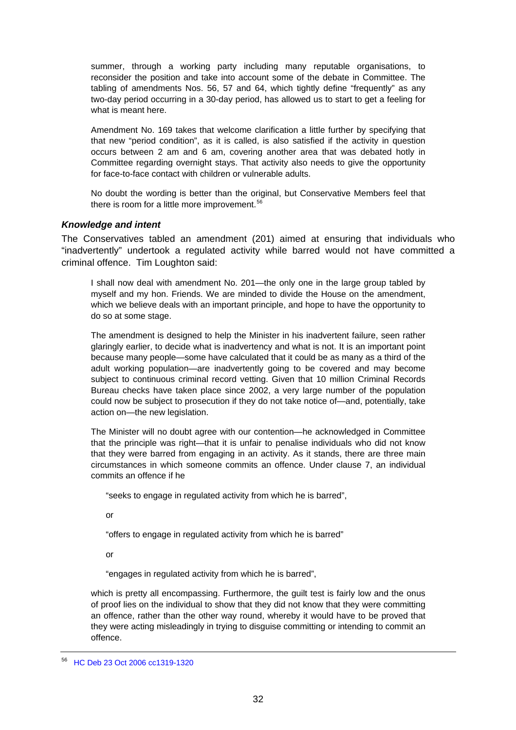> summer, through a working party including many reputable organisations, to reconsider the position and take into account some of the debate in Committee. The tabling of amendments Nos. 56, 57 and 64, which tightly define "frequently" as any two-day period occurring in a 30-day period, has allowed us to start to get a feeling for what is meant here.
>
> Amendment No. 169 takes that welcome clarification a little further by specifying that that new "period condition", as it is called, is also satisfied if the activity in question occurs between 2 am and 6 am, covering another area that was debated hotly in Committee regarding overnight stays. That activity also needs to give the opportunity for face-to-face contact with children or vulnerable adults.
>
> No doubt the wording is better than the original, but Conservative Members feel that there is room for a little more improvement.[56]

### *Knowledge and intent*

The Conservatives tabled an amendment (201) aimed at ensuring that individuals who "inadvertently" undertook a regulated activity while barred would not have committed a criminal offence. Tim Loughton said:

> I shall now deal with amendment No. 201—the only one in the large group tabled by myself and my hon. Friends. We are minded to divide the House on the amendment, which we believe deals with an important principle, and hope to have the opportunity to do so at some stage.
>
> The amendment is designed to help the Minister in his inadvertent failure, seen rather glaringly earlier, to decide what is inadvertency and what is not. It is an important point because many people—some have calculated that it could be as many as a third of the adult working population—are inadvertently going to be covered and may become subject to continuous criminal record vetting. Given that 10 million Criminal Records Bureau checks have taken place since 2002, a very large number of the population could now be subject to prosecution if they do not take notice of—and, potentially, take action on—the new legislation.
>
> The Minister will no doubt agree with our contention—he acknowledged in Committee that the principle was right—that it is unfair to penalise individuals who did not know that they were barred from engaging in an activity. As it stands, there are three main circumstances in which someone commits an offence. Under clause 7, an individual commits an offence if he
>
> > "seeks to engage in regulated activity from which he is barred",
> >
> > or
> >
> > "offers to engage in regulated activity from which he is barred"
> >
> > or
> >
> > "engages in regulated activity from which he is barred",
>
> which is pretty all encompassing. Furthermore, the guilt test is fairly low and the onus of proof lies on the individual to show that they did not know that they were committing an offence, rather than the other way round, whereby it would have to be proved that they were acting misleadingly in trying to disguise committing or intending to commit an offence.

---

[56] HC Deb 23 Oct 2006 cc1319-1320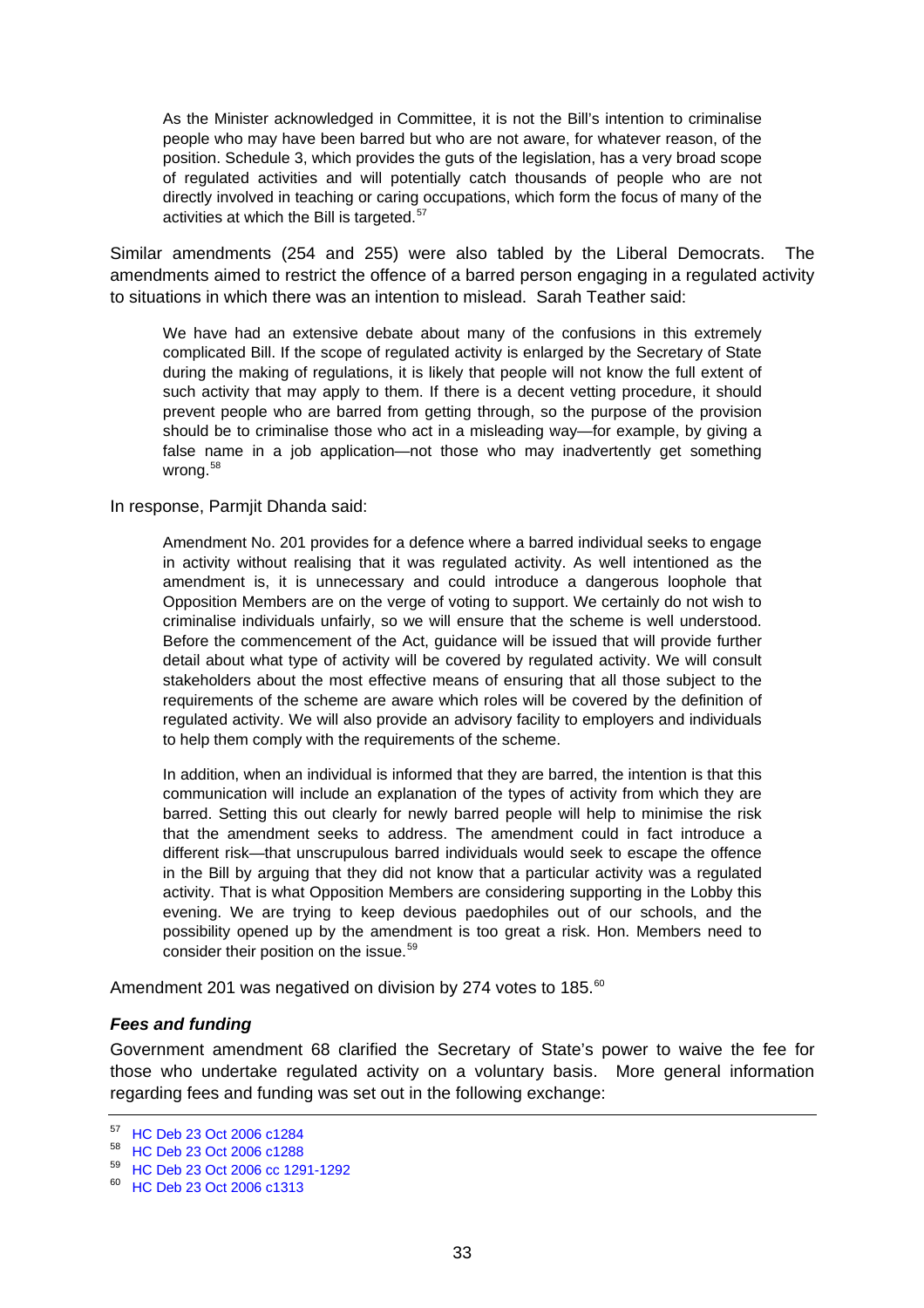> As the Minister acknowledged in Committee, it is not the Bill's intention to criminalise people who may have been barred but who are not aware, for whatever reason, of the position. Schedule 3, which provides the guts of the legislation, has a very broad scope of regulated activities and will potentially catch thousands of people who are not directly involved in teaching or caring occupations, which form the focus of many of the activities at which the Bill is targeted.[57]

Similar amendments (254 and 255) were also tabled by the Liberal Democrats. The amendments aimed to restrict the offence of a barred person engaging in a regulated activity to situations in which there was an intention to mislead. Sarah Teather said:

> We have had an extensive debate about many of the confusions in this extremely complicated Bill. If the scope of regulated activity is enlarged by the Secretary of State during the making of regulations, it is likely that people will not know the full extent of such activity that may apply to them. If there is a decent vetting procedure, it should prevent people who are barred from getting through, so the purpose of the provision should be to criminalise those who act in a misleading way—for example, by giving a false name in a job application—not those who may inadvertently get something wrong.[58]

In response, Parmjit Dhanda said:

> Amendment No. 201 provides for a defence where a barred individual seeks to engage in activity without realising that it was regulated activity. As well intentioned as the amendment is, it is unnecessary and could introduce a dangerous loophole that Opposition Members are on the verge of voting to support. We certainly do not wish to criminalise individuals unfairly, so we will ensure that the scheme is well understood. Before the commencement of the Act, guidance will be issued that will provide further detail about what type of activity will be covered by regulated activity. We will consult stakeholders about the most effective means of ensuring that all those subject to the requirements of the scheme are aware which roles will be covered by the definition of regulated activity. We will also provide an advisory facility to employers and individuals to help them comply with the requirements of the scheme.
>
> In addition, when an individual is informed that they are barred, the intention is that this communication will include an explanation of the types of activity from which they are barred. Setting this out clearly for newly barred people will help to minimise the risk that the amendment seeks to address. The amendment could in fact introduce a different risk—that unscrupulous barred individuals would seek to escape the offence in the Bill by arguing that they did not know that a particular activity was a regulated activity. That is what Opposition Members are considering supporting in the Lobby this evening. We are trying to keep devious paedophiles out of our schools, and the possibility opened up by the amendment is too great a risk. Hon. Members need to consider their position on the issue.[59]

Amendment 201 was negatived on division by 274 votes to 185.[60]

#### *Fees and funding*

Government amendment 68 clarified the Secretary of State's power to waive the fee for those who undertake regulated activity on a voluntary basis. More general information regarding fees and funding was set out in the following exchange:

---

[57] HC Deb 23 Oct 2006 c1284

[58] HC Deb 23 Oct 2006 c1288

[59] HC Deb 23 Oct 2006 cc 1291-1292

[60] HC Deb 23 Oct 2006 c1313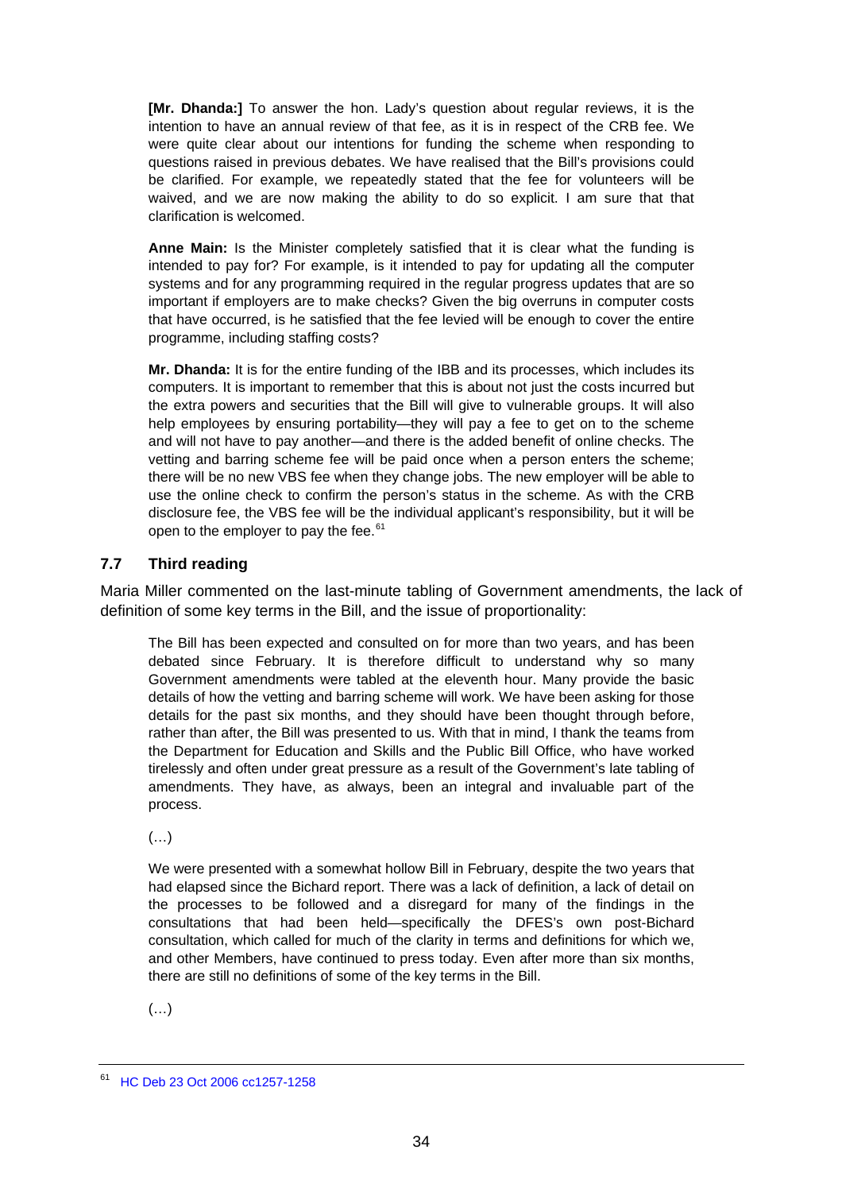> **[Mr. Dhanda:]** To answer the hon. Lady's question about regular reviews, it is the intention to have an annual review of that fee, as it is in respect of the CRB fee. We were quite clear about our intentions for funding the scheme when responding to questions raised in previous debates. We have realised that the Bill's provisions could be clarified. For example, we repeatedly stated that the fee for volunteers will be waived, and we are now making the ability to do so explicit. I am sure that that clarification is welcomed.
>
> **Anne Main:** Is the Minister completely satisfied that it is clear what the funding is intended to pay for? For example, is it intended to pay for updating all the computer systems and for any programming required in the regular progress updates that are so important if employers are to make checks? Given the big overruns in computer costs that have occurred, is he satisfied that the fee levied will be enough to cover the entire programme, including staffing costs?
>
> **Mr. Dhanda:** It is for the entire funding of the IBB and its processes, which includes its computers. It is important to remember that this is about not just the costs incurred but the extra powers and securities that the Bill will give to vulnerable groups. It will also help employees by ensuring portability—they will pay a fee to get on to the scheme and will not have to pay another—and there is the added benefit of online checks. The vetting and barring scheme fee will be paid once when a person enters the scheme; there will be no new VBS fee when they change jobs. The new employer will be able to use the online check to confirm the person's status in the scheme. As with the CRB disclosure fee, the VBS fee will be the individual applicant's responsibility, but it will be open to the employer to pay the fee.[61]

## 7.7 Third reading

Maria Miller commented on the last-minute tabling of Government amendments, the lack of definition of some key terms in the Bill, and the issue of proportionality:

> The Bill has been expected and consulted on for more than two years, and has been debated since February. It is therefore difficult to understand why so many Government amendments were tabled at the eleventh hour. Many provide the basic details of how the vetting and barring scheme will work. We have been asking for those details for the past six months, and they should have been thought through before, rather than after, the Bill was presented to us. With that in mind, I thank the teams from the Department for Education and Skills and the Public Bill Office, who have worked tirelessly and often under great pressure as a result of the Government's late tabling of amendments. They have, as always, been an integral and invaluable part of the process.
>
> (…)
>
> We were presented with a somewhat hollow Bill in February, despite the two years that had elapsed since the Bichard report. There was a lack of definition, a lack of detail on the processes to be followed and a disregard for many of the findings in the consultations that had been held—specifically the DFES's own post-Bichard consultation, which called for much of the clarity in terms and definitions for which we, and other Members, have continued to press today. Even after more than six months, there are still no definitions of some of the key terms in the Bill.
>
> (…)

[61] HC Deb 23 Oct 2006 cc1257-1258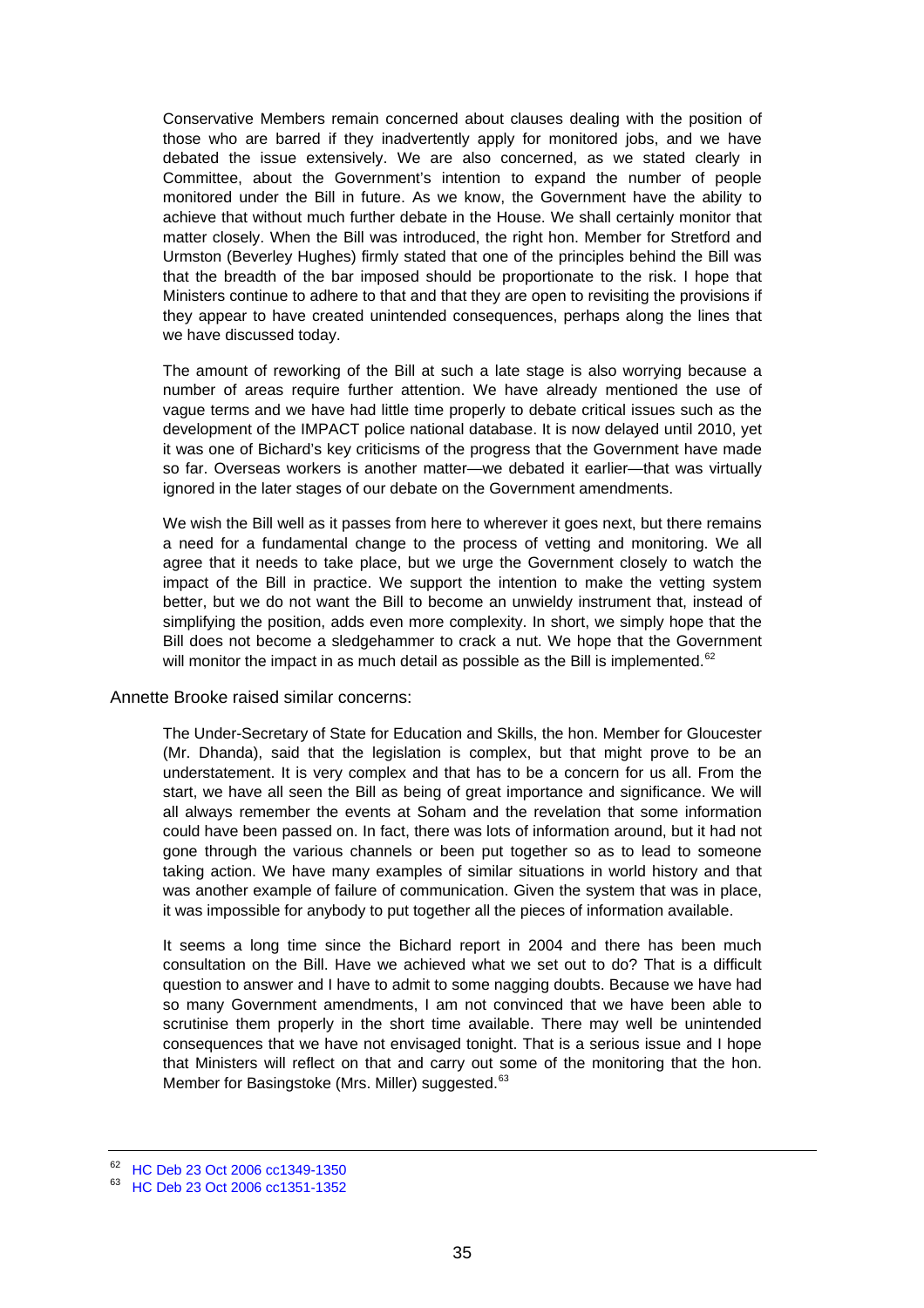> Conservative Members remain concerned about clauses dealing with the position of those who are barred if they inadvertently apply for monitored jobs, and we have debated the issue extensively. We are also concerned, as we stated clearly in Committee, about the Government's intention to expand the number of people monitored under the Bill in future. As we know, the Government have the ability to achieve that without much further debate in the House. We shall certainly monitor that matter closely. When the Bill was introduced, the right hon. Member for Stretford and Urmston (Beverley Hughes) firmly stated that one of the principles behind the Bill was that the breadth of the bar imposed should be proportionate to the risk. I hope that Ministers continue to adhere to that and that they are open to revisiting the provisions if they appear to have created unintended consequences, perhaps along the lines that we have discussed today.
>
> The amount of reworking of the Bill at such a late stage is also worrying because a number of areas require further attention. We have already mentioned the use of vague terms and we have had little time properly to debate critical issues such as the development of the IMPACT police national database. It is now delayed until 2010, yet it was one of Bichard's key criticisms of the progress that the Government have made so far. Overseas workers is another matter—we debated it earlier—that was virtually ignored in the later stages of our debate on the Government amendments.
>
> We wish the Bill well as it passes from here to wherever it goes next, but there remains a need for a fundamental change to the process of vetting and monitoring. We all agree that it needs to take place, but we urge the Government closely to watch the impact of the Bill in practice. We support the intention to make the vetting system better, but we do not want the Bill to become an unwieldy instrument that, instead of simplifying the position, adds even more complexity. In short, we simply hope that the Bill does not become a sledgehammer to crack a nut. We hope that the Government will monitor the impact in as much detail as possible as the Bill is implemented.[62]

Annette Brooke raised similar concerns:

> The Under-Secretary of State for Education and Skills, the hon. Member for Gloucester (Mr. Dhanda), said that the legislation is complex, but that might prove to be an understatement. It is very complex and that has to be a concern for us all. From the start, we have all seen the Bill as being of great importance and significance. We will all always remember the events at Soham and the revelation that some information could have been passed on. In fact, there was lots of information around, but it had not gone through the various channels or been put together so as to lead to someone taking action. We have many examples of similar situations in world history and that was another example of failure of communication. Given the system that was in place, it was impossible for anybody to put together all the pieces of information available.
>
> It seems a long time since the Bichard report in 2004 and there has been much consultation on the Bill. Have we achieved what we set out to do? That is a difficult question to answer and I have to admit to some nagging doubts. Because we have had so many Government amendments, I am not convinced that we have been able to scrutinise them properly in the short time available. There may well be unintended consequences that we have not envisaged tonight. That is a serious issue and I hope that Ministers will reflect on that and carry out some of the monitoring that the hon. Member for Basingstoke (Mrs. Miller) suggested.[63]

---

[62] HC Deb 23 Oct 2006 cc1349-1350

[63] HC Deb 23 Oct 2006 cc1351-1352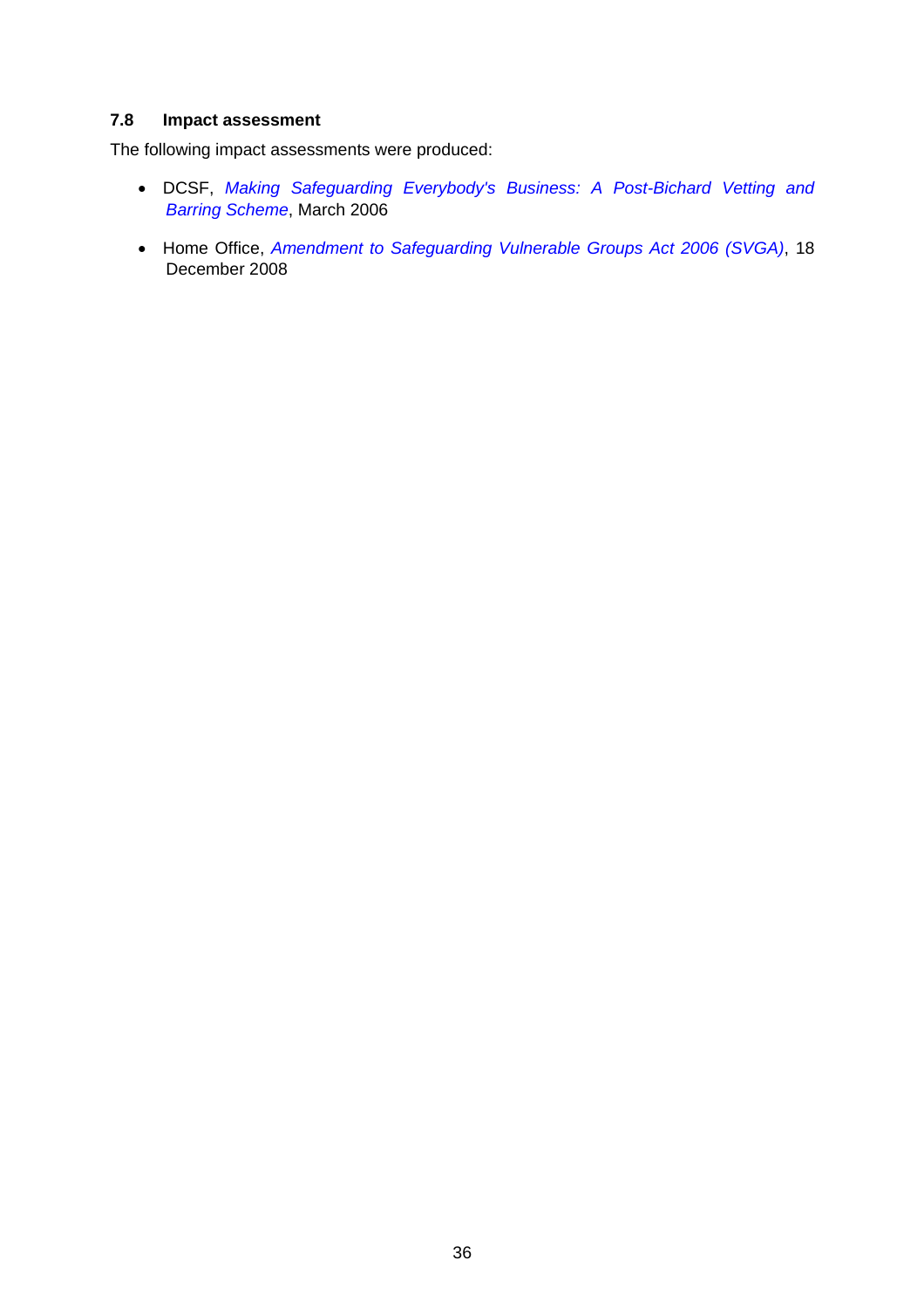### 7.8 Impact assessment

The following impact assessments were produced:

- DCSF, *Making Safeguarding Everybody's Business: A Post-Bichard Vetting and Barring Scheme*, March 2006
- Home Office, *Amendment to Safeguarding Vulnerable Groups Act 2006 (SVGA)*, 18 December 2008